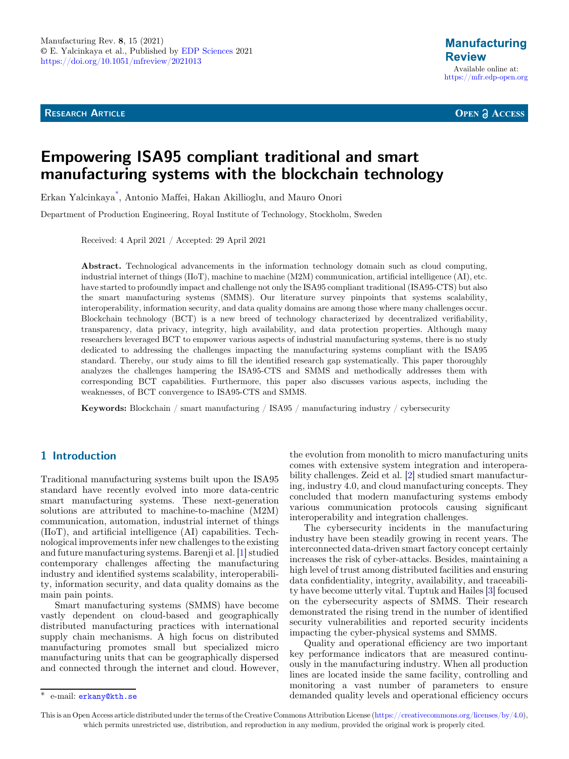Research Article

Open Access

# Empowering ISA95 compliant traditional and smart manufacturing systems with the blockchain technology

Erkan Yalcinkaya*, Antonio Maffei, Hakan Akillioglu, and Mauro Onori

Department of Production Engineering, Royal Institute of Technology, Stockholm, Sweden

Received: 4 April 2021 / Accepted: 29 April 2021

**Abstract.** Technological advancements in the information technology domain such as cloud computing, industrial internet of things (IIoT), machine to machine (M2M) communication, artificial intelligence (AI), etc. have started to profoundly impact and challenge not only the ISA95 compliant traditional (ISA95-CTS) but also the smart manufacturing systems (SMMS). Our literature survey pinpoints that systems scalability, interoperability, information security, and data quality domains are among those where many challenges occur. Blockchain technology (BCT) is a new breed of technology characterized by decentralized verifiability, transparency, data privacy, integrity, high availability, and data protection properties. Although many researchers leveraged BCT to empower various aspects of industrial manufacturing systems, there is no study dedicated to addressing the challenges impacting the manufacturing systems compliant with the ISA95 standard. Thereby, our study aims to fill the identified research gap systematically. This paper thoroughly analyzes the challenges hampering the ISA95-CTS and SMMS and methodically addresses them with corresponding BCT capabilities. Furthermore, this paper also discusses various aspects, including the weaknesses, of BCT convergence to ISA95-CTS and SMMS.

**Keywords:** Blockchain / smart manufacturing / ISA95 / manufacturing industry / cybersecurity

## 1 Introduction

Traditional manufacturing systems built upon the ISA95 standard have recently evolved into more data-centric smart manufacturing systems. These next-generation solutions are attributed to machine-to-machine (M2M) communication, automation, industrial internet of things (IIoT), and artificial intelligence (AI) capabilities. Technological improvements infer new challenges to the existing and future manufacturing systems. Barenji et al. [1] studied contemporary challenges affecting the manufacturing industry and identified systems scalability, interoperability, information security, and data quality domains as the main pain points.

Smart manufacturing systems (SMMS) have become vastly dependent on cloud-based and geographically distributed manufacturing practices with international supply chain mechanisms. A high focus on distributed manufacturing promotes small but specialized micro manufacturing units that can be geographically dispersed and connected through the internet and cloud. However, the evolution from monolith to micro manufacturing units comes with extensive system integration and interoperability challenges. Zeid et al. [2] studied smart manufacturing, industry 4.0, and cloud manufacturing concepts. They concluded that modern manufacturing systems embody various communication protocols causing significant interoperability and integration challenges.

The cybersecurity incidents in the manufacturing industry have been steadily growing in recent years. The interconnected data-driven smart factory concept certainly increases the risk of cyber-attacks. Besides, maintaining a high level of trust among distributed facilities and ensuring data confidentiality, integrity, availability, and traceability have become utterly vital. Tuptuk and Hailes [3] focused on the cybersecurity aspects of SMMS. Their research demonstrated the rising trend in the number of identified security vulnerabilities and reported security incidents impacting the cyber-physical systems and SMMS.

Quality and operational efficiency are two important key performance indicators that are measured continuously in the manufacturing industry. When all production lines are located inside the same facility, controlling and monitoring a vast number of parameters to ensure demanded quality levels and operational efficiency occurs

* e-mail: erkany@kth.se

This is an Open Access article distributed under the terms of the Creative Commons Attribution License (https://creativecommons.org/licenses/by/4.0), which permits unrestricted use, distribution, and reproduction in any medium, provided the original work is properly cited.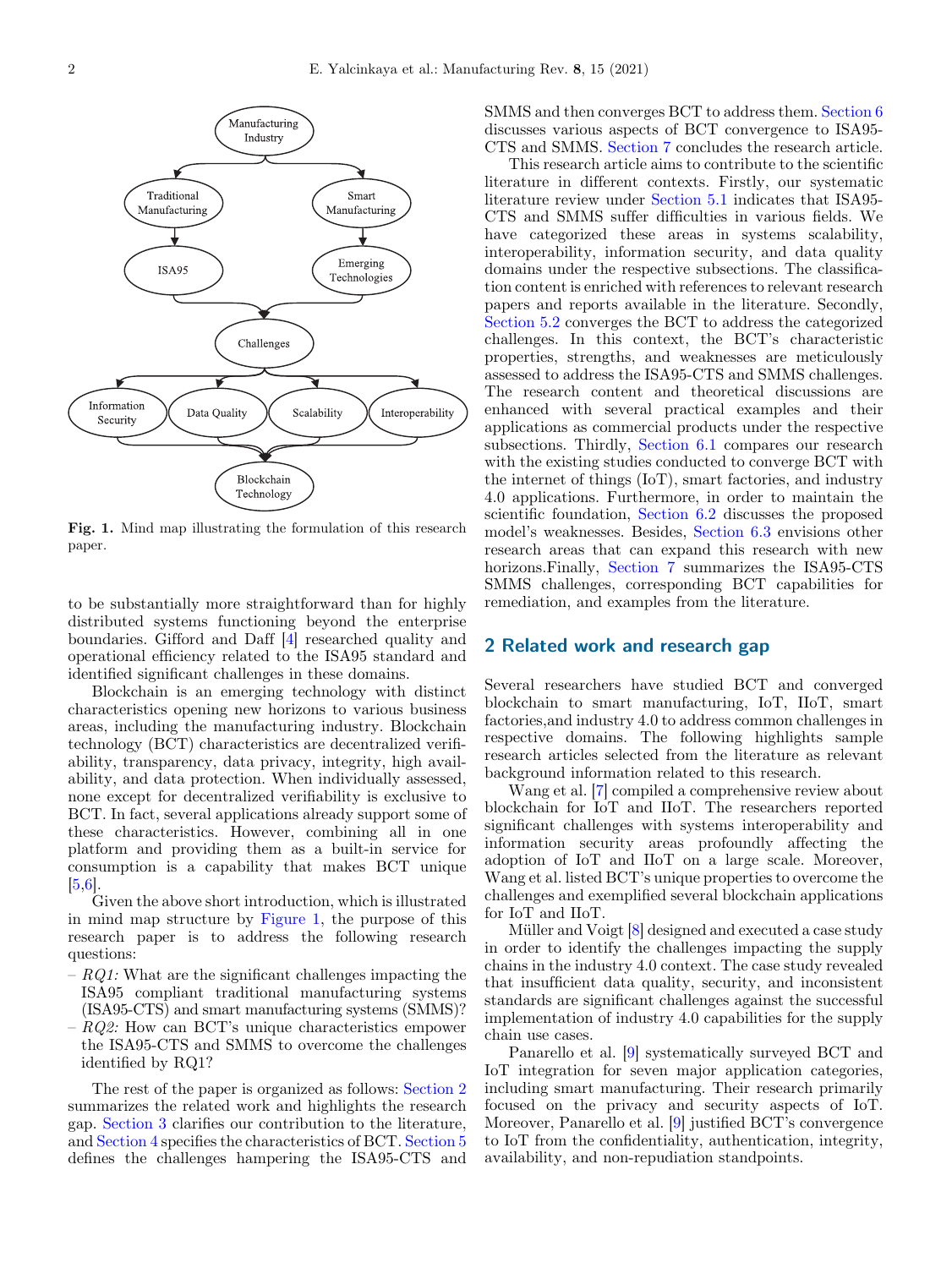Fig. 1. Mind map illustrating the formulation of this research paper.

to be substantially more straightforward than for highly distributed systems functioning beyond the enterprise boundaries. Gifford and Daff [4] researched quality and operational efficiency related to the ISA95 standard and identified significant challenges in these domains.

Blockchain is an emerging technology with distinct characteristics opening new horizons to various business areas, including the manufacturing industry. Blockchain technology (BCT) characteristics are decentralized verifiability, transparency, data privacy, integrity, high availability, and data protection. When individually assessed, none except for decentralized verifiability is exclusive to BCT. In fact, several applications already support some of these characteristics. However, combining all in one platform and providing them as a built-in service for consumption is a capability that makes BCT unique [5,6].

Given the above short introduction, which is illustrated in mind map structure by Figure 1, the purpose of this research paper is to address the following research questions:

- *RQ1:* What are the significant challenges impacting the ISA95 compliant traditional manufacturing systems (ISA95-CTS) and smart manufacturing systems (SMMS)?
- *RQ2:* How can BCT's unique characteristics empower the ISA95-CTS and SMMS to overcome the challenges identified by RQ1?

The rest of the paper is organized as follows: Section 2 summarizes the related work and highlights the research gap. Section 3 clarifies our contribution to the literature, and Section 4 specifies the characteristics of BCT. Section 5 defines the challenges hampering the ISA95-CTS and SMMS and then converges BCT to address them. Section 6 discusses various aspects of BCT convergence to ISA95-CTS and SMMS. Section 7 concludes the research article.

This research article aims to contribute to the scientific literature in different contexts. Firstly, our systematic literature review under Section 5.1 indicates that ISA95-CTS and SMMS suffer difficulties in various fields. We have categorized these areas in systems scalability, interoperability, information security, and data quality domains under the respective subsections. The classification content is enriched with references to relevant research papers and reports available in the literature. Secondly, Section 5.2 converges the BCT to address the categorized challenges. In this context, the BCT's characteristic properties, strengths, and weaknesses are meticulously assessed to address the ISA95-CTS and SMMS challenges. The research content and theoretical discussions are enhanced with several practical examples and their applications as commercial products under the respective subsections. Thirdly, Section 6.1 compares our research with the existing studies conducted to converge BCT with the internet of things (IoT), smart factories, and industry 4.0 applications. Furthermore, in order to maintain the scientific foundation, Section 6.2 discusses the proposed model's weaknesses. Besides, Section 6.3 envisions other research areas that can expand this research with new horizons.Finally, Section 7 summarizes the ISA95-CTS SMMS challenges, corresponding BCT capabilities for remediation, and examples from the literature.

## 2 Related work and research gap

Several researchers have studied BCT and converged blockchain to smart manufacturing, IoT, IIoT, smart factories,and industry 4.0 to address common challenges in respective domains. The following highlights sample research articles selected from the literature as relevant background information related to this research.

Wang et al. [7] compiled a comprehensive review about blockchain for IoT and IIoT. The researchers reported significant challenges with systems interoperability and information security areas profoundly affecting the adoption of IoT and IIoT on a large scale. Moreover, Wang et al. listed BCT's unique properties to overcome the challenges and exemplified several blockchain applications for IoT and IIoT.

Müller and Voigt [8] designed and executed a case study in order to identify the challenges impacting the supply chains in the industry 4.0 context. The case study revealed that insufficient data quality, security, and inconsistent standards are significant challenges against the successful implementation of industry 4.0 capabilities for the supply chain use cases.

Panarello et al. [9] systematically surveyed BCT and IoT integration for seven major application categories, including smart manufacturing. Their research primarily focused on the privacy and security aspects of IoT. Moreover, Panarello et al. [9] justified BCT's convergence to IoT from the confidentiality, authentication, integrity, availability, and non-repudiation standpoints.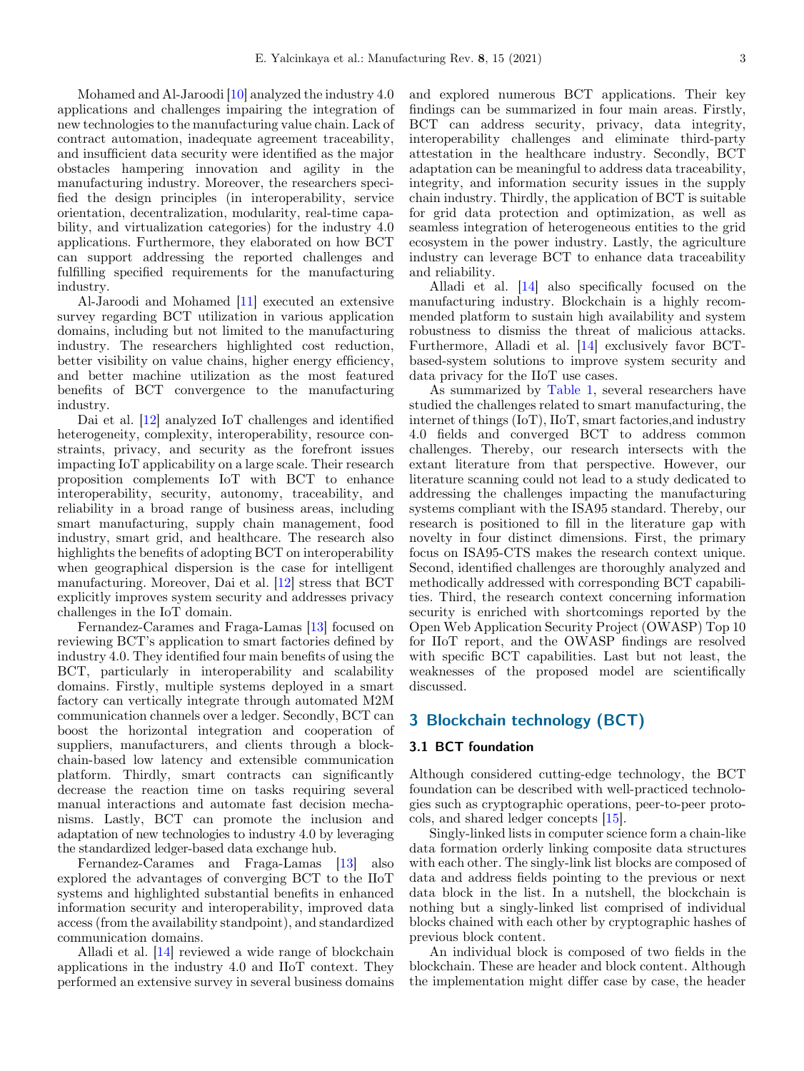Mohamed and Al-Jaroodi [10] analyzed the industry 4.0 applications and challenges impairing the integration of new technologies to the manufacturing value chain. Lack of contract automation, inadequate agreement traceability, and insufficient data security were identified as the major obstacles hampering innovation and agility in the manufacturing industry. Moreover, the researchers specified the design principles (in interoperability, service orientation, decentralization, modularity, real-time capability, and virtualization categories) for the industry 4.0 applications. Furthermore, they elaborated on how BCT can support addressing the reported challenges and fulfilling specified requirements for the manufacturing industry.

Al-Jaroodi and Mohamed [11] executed an extensive survey regarding BCT utilization in various application domains, including but not limited to the manufacturing industry. The researchers highlighted cost reduction, better visibility on value chains, higher energy efficiency, and better machine utilization as the most featured benefits of BCT convergence to the manufacturing industry.

Dai et al. [12] analyzed IoT challenges and identified heterogeneity, complexity, interoperability, resource constraints, privacy, and security as the forefront issues impacting IoT applicability on a large scale. Their research proposition complements IoT with BCT to enhance interoperability, security, autonomy, traceability, and reliability in a broad range of business areas, including smart manufacturing, supply chain management, food industry, smart grid, and healthcare. The research also highlights the benefits of adopting BCT on interoperability when geographical dispersion is the case for intelligent manufacturing. Moreover, Dai et al. [12] stress that BCT explicitly improves system security and addresses privacy challenges in the IoT domain.

Fernandez-Carames and Fraga-Lamas [13] focused on reviewing BCT's application to smart factories defined by industry 4.0. They identified four main benefits of using the BCT, particularly in interoperability and scalability domains. Firstly, multiple systems deployed in a smart factory can vertically integrate through automated M2M communication channels over a ledger. Secondly, BCT can boost the horizontal integration and cooperation of suppliers, manufacturers, and clients through a blockchain-based low latency and extensible communication platform. Thirdly, smart contracts can significantly decrease the reaction time on tasks requiring several manual interactions and automate fast decision mechanisms. Lastly, BCT can promote the inclusion and adaptation of new technologies to industry 4.0 by leveraging the standardized ledger-based data exchange hub.

Fernandez-Carames and Fraga-Lamas [13] also explored the advantages of converging BCT to the IIoT systems and highlighted substantial benefits in enhanced information security and interoperability, improved data access (from the availability standpoint), and standardized communication domains.

Alladi et al. [14] reviewed a wide range of blockchain applications in the industry 4.0 and IIoT context. They performed an extensive survey in several business domains and explored numerous BCT applications. Their key findings can be summarized in four main areas. Firstly, BCT can address security, privacy, data integrity, interoperability challenges and eliminate third-party attestation in the healthcare industry. Secondly, BCT adaptation can be meaningful to address data traceability, integrity, and information security issues in the supply chain industry. Thirdly, the application of BCT is suitable for grid data protection and optimization, as well as seamless integration of heterogeneous entities to the grid ecosystem in the power industry. Lastly, the agriculture industry can leverage BCT to enhance data traceability and reliability.

Alladi et al. [14] also specifically focused on the manufacturing industry. Blockchain is a highly recommended platform to sustain high availability and system robustness to dismiss the threat of malicious attacks. Furthermore, Alladi et al. [14] exclusively favor BCT-based-system solutions to improve system security and data privacy for the IIoT use cases.

As summarized by Table 1, several researchers have studied the challenges related to smart manufacturing, the internet of things (IoT), IIoT, smart factories,and industry 4.0 fields and converged BCT to address common challenges. Thereby, our research intersects with the extant literature from that perspective. However, our literature scanning could not lead to a study dedicated to addressing the challenges impacting the manufacturing systems compliant with the ISA95 standard. Thereby, our research is positioned to fill in the literature gap with novelty in four distinct dimensions. First, the primary focus on ISA95-CTS makes the research context unique. Second, identified challenges are thoroughly analyzed and methodically addressed with corresponding BCT capabilities. Third, the research context concerning information security is enriched with shortcomings reported by the Open Web Application Security Project (OWASP) Top 10 for IIoT report, and the OWASP findings are resolved with specific BCT capabilities. Last but not least, the weaknesses of the proposed model are scientifically discussed.

## 3 Blockchain technology (BCT)

### 3.1 BCT foundation

Although considered cutting-edge technology, the BCT foundation can be described with well-practiced technologies such as cryptographic operations, peer-to-peer protocols, and shared ledger concepts [15].

Singly-linked lists in computer science form a chain-like data formation orderly linking composite data structures with each other. The singly-link list blocks are composed of data and address fields pointing to the previous or next data block in the list. In a nutshell, the blockchain is nothing but a singly-linked list comprised of individual blocks chained with each other by cryptographic hashes of previous block content.

An individual block is composed of two fields in the blockchain. These are header and block content. Although the implementation might differ case by case, the header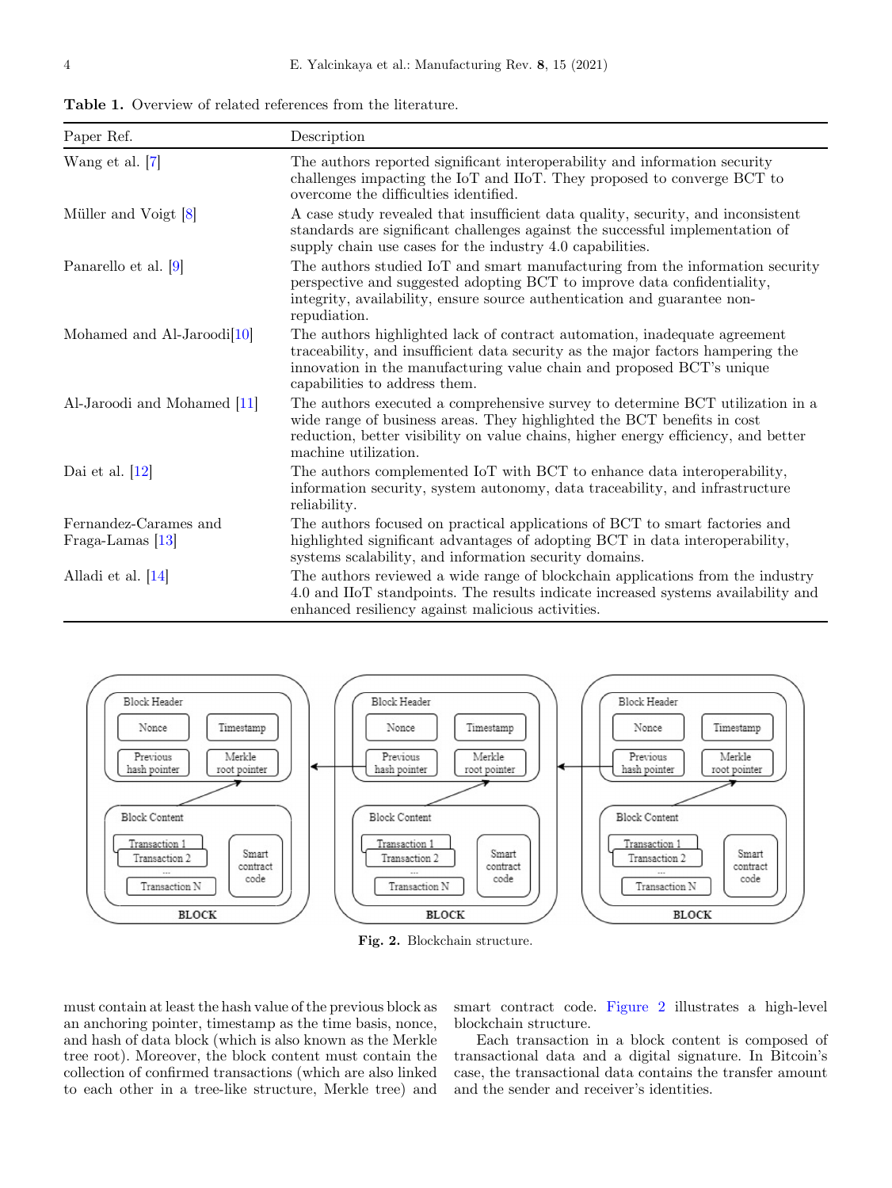**Table 1.** Overview of related references from the literature.

| Paper Ref. | Description |
| --- | --- |
| Wang et al. [7] | The authors reported significant interoperability and information security challenges impacting the IoT and IIoT. They proposed to converge BCT to overcome the difficulties identified. |
| Müller and Voigt [8] | A case study revealed that insufficient data quality, security, and inconsistent standards are significant challenges against the successful implementation of supply chain use cases for the industry 4.0 capabilities. |
| Panarello et al. [9] | The authors studied IoT and smart manufacturing from the information security perspective and suggested adopting BCT to improve data confidentiality, integrity, availability, ensure source authentication and guarantee non-repudiation. |
| Mohamed and Al-Jaroodi[10] | The authors highlighted lack of contract automation, inadequate agreement traceability, and insufficient data security as the major factors hampering the innovation in the manufacturing value chain and proposed BCT's unique capabilities to address them. |
| Al-Jaroodi and Mohamed [11] | The authors executed a comprehensive survey to determine BCT utilization in a wide range of business areas. They highlighted the BCT benefits in cost reduction, better visibility on value chains, higher energy efficiency, and better machine utilization. |
| Dai et al. [12] | The authors complemented IoT with BCT to enhance data interoperability, information security, system autonomy, data traceability, and infrastructure reliability. |
| Fernandez-Carames and Fraga-Lamas [13] | The authors focused on practical applications of BCT to smart factories and highlighted significant advantages of adopting BCT in data interoperability, systems scalability, and information security domains. |
| Alladi et al. [14] | The authors reviewed a wide range of blockchain applications from the industry 4.0 and IIoT standpoints. The results indicate increased systems availability and enhanced resiliency against malicious activities. |

**Fig. 2.** Blockchain structure.

must contain at least the hash value of the previous block as an anchoring pointer, timestamp as the time basis, nonce, and hash of data block (which is also known as the Merkle tree root). Moreover, the block content must contain the collection of confirmed transactions (which are also linked to each other in a tree-like structure, Merkle tree) and smart contract code. Figure 2 illustrates a high-level blockchain structure.

Each transaction in a block content is composed of transactional data and a digital signature. In Bitcoin's case, the transactional data contains the transfer amount and the sender and receiver's identities.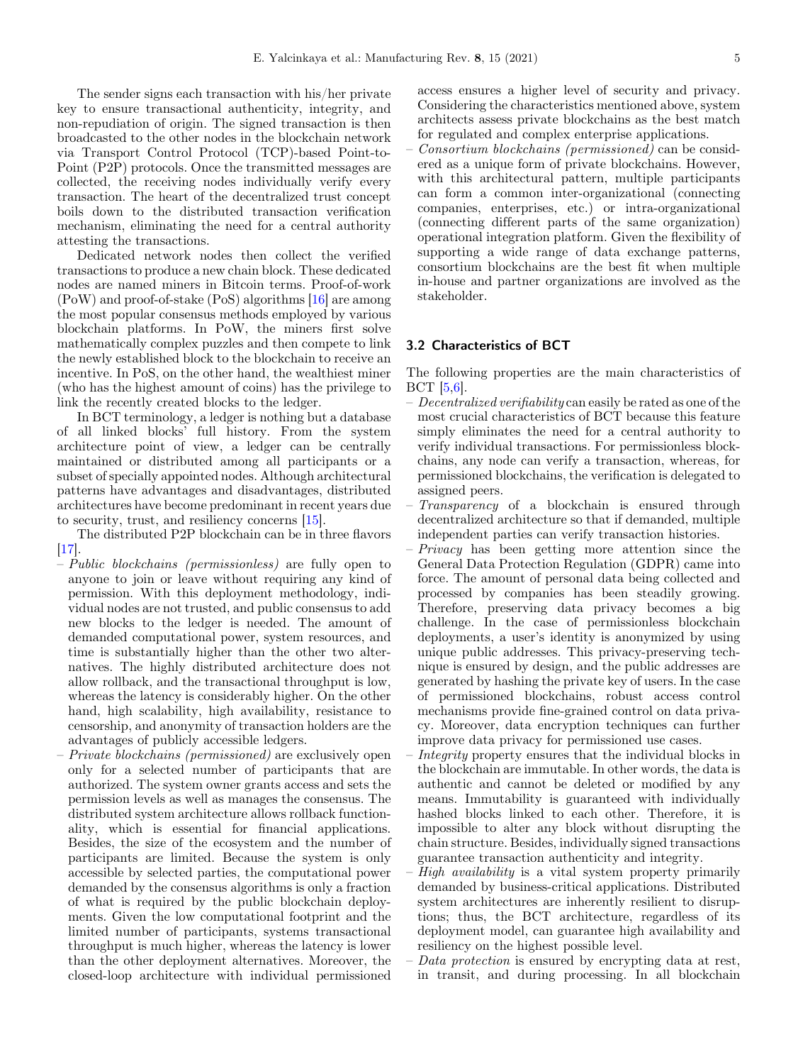The sender signs each transaction with his/her private key to ensure transactional authenticity, integrity, and non-repudiation of origin. The signed transaction is then broadcasted to the other nodes in the blockchain network via Transport Control Protocol (TCP)-based Point-to-Point (P2P) protocols. Once the transmitted messages are collected, the receiving nodes individually verify every transaction. The heart of the decentralized trust concept boils down to the distributed transaction verification mechanism, eliminating the need for a central authority attesting the transactions.

Dedicated network nodes then collect the verified transactions to produce a new chain block. These dedicated nodes are named miners in Bitcoin terms. Proof-of-work (PoW) and proof-of-stake (PoS) algorithms [16] are among the most popular consensus methods employed by various blockchain platforms. In PoW, the miners first solve mathematically complex puzzles and then compete to link the newly established block to the blockchain to receive an incentive. In PoS, on the other hand, the wealthiest miner (who has the highest amount of coins) has the privilege to link the recently created blocks to the ledger.

In BCT terminology, a ledger is nothing but a database of all linked blocks' full history. From the system architecture point of view, a ledger can be centrally maintained or distributed among all participants or a subset of specially appointed nodes. Although architectural patterns have advantages and disadvantages, distributed architectures have become predominant in recent years due to security, trust, and resiliency concerns [15].

The distributed P2P blockchain can be in three flavors [17].

- *Public blockchains (permissionless)* are fully open to anyone to join or leave without requiring any kind of permission. With this deployment methodology, individual nodes are not trusted, and public consensus to add new blocks to the ledger is needed. The amount of demanded computational power, system resources, and time is substantially higher than the other two alternatives. The highly distributed architecture does not allow rollback, and the transactional throughput is low, whereas the latency is considerably higher. On the other hand, high scalability, high availability, resistance to censorship, and anonymity of transaction holders are the advantages of publicly accessible ledgers.
- *Private blockchains (permissioned)* are exclusively open only for a selected number of participants that are authorized. The system owner grants access and sets the permission levels as well as manages the consensus. The distributed system architecture allows rollback functionality, which is essential for financial applications. Besides, the size of the ecosystem and the number of participants are limited. Because the system is only accessible by selected parties, the computational power demanded by the consensus algorithms is only a fraction of what is required by the public blockchain deployments. Given the low computational footprint and the limited number of participants, systems transactional throughput is much higher, whereas the latency is lower than the other deployment alternatives. Moreover, the closed-loop architecture with individual permissioned access ensures a higher level of security and privacy. Considering the characteristics mentioned above, system architects assess private blockchains as the best match for regulated and complex enterprise applications.
- *Consortium blockchains (permissioned)* can be considered as a unique form of private blockchains. However, with this architectural pattern, multiple participants can form a common inter-organizational (connecting companies, enterprises, etc.) or intra-organizational (connecting different parts of the same organization) operational integration platform. Given the flexibility of supporting a wide range of data exchange patterns, consortium blockchains are the best fit when multiple in-house and partner organizations are involved as the stakeholder.

### 3.2 Characteristics of BCT

The following properties are the main characteristics of BCT [5,6].

- *Decentralized verifiability* can easily be rated as one of the most crucial characteristics of BCT because this feature simply eliminates the need for a central authority to verify individual transactions. For permissionless blockchains, any node can verify a transaction, whereas, for permissioned blockchains, the verification is delegated to assigned peers.
- *Transparency* of a blockchain is ensured through decentralized architecture so that if demanded, multiple independent parties can verify transaction histories.
- *Privacy* has been getting more attention since the General Data Protection Regulation (GDPR) came into force. The amount of personal data being collected and processed by companies has been steadily growing. Therefore, preserving data privacy becomes a big challenge. In the case of permissionless blockchain deployments, a user's identity is anonymized by using unique public addresses. This privacy-preserving technique is ensured by design, and the public addresses are generated by hashing the private key of users. In the case of permissioned blockchains, robust access control mechanisms provide fine-grained control on data privacy. Moreover, data encryption techniques can further improve data privacy for permissioned use cases.
- *Integrity* property ensures that the individual blocks in the blockchain are immutable. In other words, the data is authentic and cannot be deleted or modified by any means. Immutability is guaranteed with individually hashed blocks linked to each other. Therefore, it is impossible to alter any block without disrupting the chain structure. Besides, individually signed transactions guarantee transaction authenticity and integrity.
- *High availability* is a vital system property primarily demanded by business-critical applications. Distributed system architectures are inherently resilient to disruptions; thus, the BCT architecture, regardless of its deployment model, can guarantee high availability and resiliency on the highest possible level.
- *Data protection* is ensured by encrypting data at rest, in transit, and during processing. In all blockchain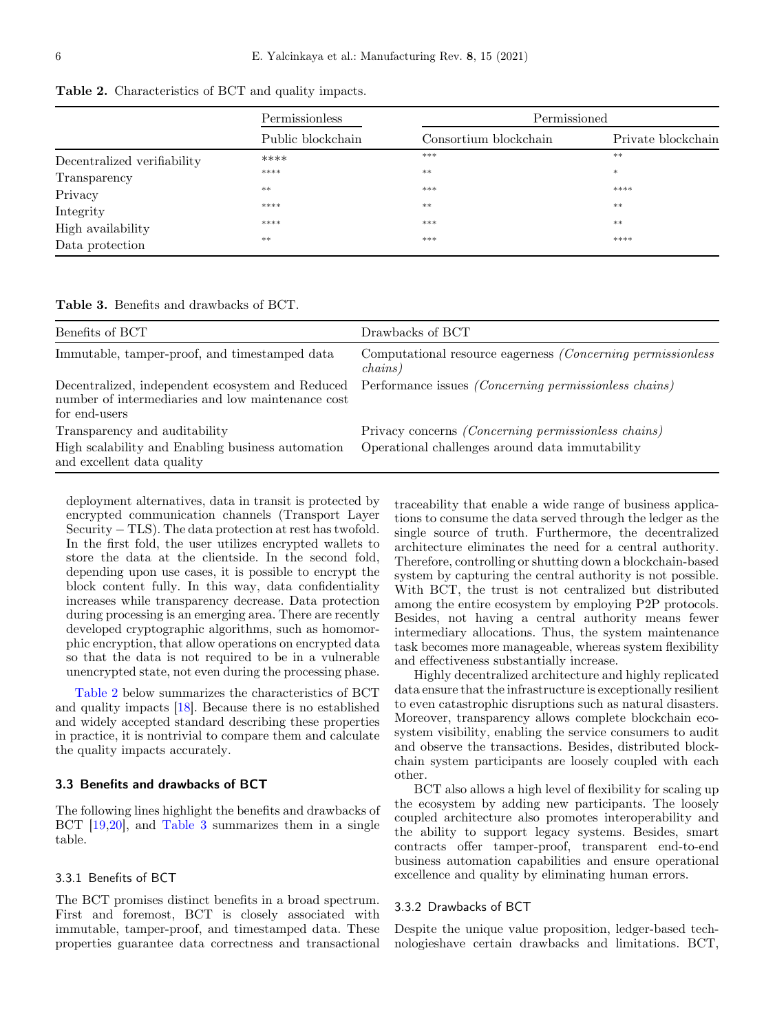**Table 2.** Characteristics of BCT and quality impacts.

| | Permissionless | Permissioned | |
|---|---|---|---|
| | Public blockchain | Consortium blockchain | Private blockchain |
| Decentralized verifiability | **** | *** | ** |
| Transparency | **** | ** | * |
| Privacy | ** | *** | **** |
| Integrity | **** | ** | ** |
| High availability | **** | *** | ** |
| Data protection | ** | *** | **** |

**Table 3.** Benefits and drawbacks of BCT.

| Benefits of BCT | Drawbacks of BCT |
|---|---|
| Immutable, tamper-proof, and timestamped data | Computational resource eagerness *(Concerning permissionless chains)* |
| Decentralized, independent ecosystem and Reduced number of intermediaries and low maintenance cost for end-users | Performance issues *(Concerning permissionless chains)* |
| Transparency and auditability | Privacy concerns *(Concerning permissionless chains)* |
| High scalability and Enabling business automation and excellent data quality | Operational challenges around data immutability |

deployment alternatives, data in transit is protected by encrypted communication channels (Transport Layer Security – TLS). The data protection at rest has twofold. In the first fold, the user utilizes encrypted wallets to store the data at the clientside. In the second fold, depending upon use cases, it is possible to encrypt the block content fully. In this way, data confidentiality increases while transparency decrease. Data protection during processing is an emerging area. There are recently developed cryptographic algorithms, such as homomorphic encryption, that allow operations on encrypted data so that the data is not required to be in a vulnerable unencrypted state, not even during the processing phase.

Table 2 below summarizes the characteristics of BCT and quality impacts [18]. Because there is no established and widely accepted standard describing these properties in practice, it is nontrivial to compare them and calculate the quality impacts accurately.

### 3.3 Benefits and drawbacks of BCT

The following lines highlight the benefits and drawbacks of BCT [19,20], and Table 3 summarizes them in a single table.

#### 3.3.1 Benefits of BCT

The BCT promises distinct benefits in a broad spectrum. First and foremost, BCT is closely associated with immutable, tamper-proof, and timestamped data. These properties guarantee data correctness and transactional traceability that enable a wide range of business applications to consume the data served through the ledger as the single source of truth. Furthermore, the decentralized architecture eliminates the need for a central authority. Therefore, controlling or shutting down a blockchain-based system by capturing the central authority is not possible. With BCT, the trust is not centralized but distributed among the entire ecosystem by employing P2P protocols. Besides, not having a central authority means fewer intermediary allocations. Thus, the system maintenance task becomes more manageable, whereas system flexibility and effectiveness substantially increase.

Highly decentralized architecture and highly replicated data ensure that the infrastructure is exceptionally resilient to even catastrophic disruptions such as natural disasters. Moreover, transparency allows complete blockchain ecosystem visibility, enabling the service consumers to audit and observe the transactions. Besides, distributed blockchain system participants are loosely coupled with each other.

BCT also allows a high level of flexibility for scaling up the ecosystem by adding new participants. The loosely coupled architecture also promotes interoperability and the ability to support legacy systems. Besides, smart contracts offer tamper-proof, transparent end-to-end business automation capabilities and ensure operational excellence and quality by eliminating human errors.

#### 3.3.2 Drawbacks of BCT

Despite the unique value proposition, ledger-based technologieshave certain drawbacks and limitations. BCT,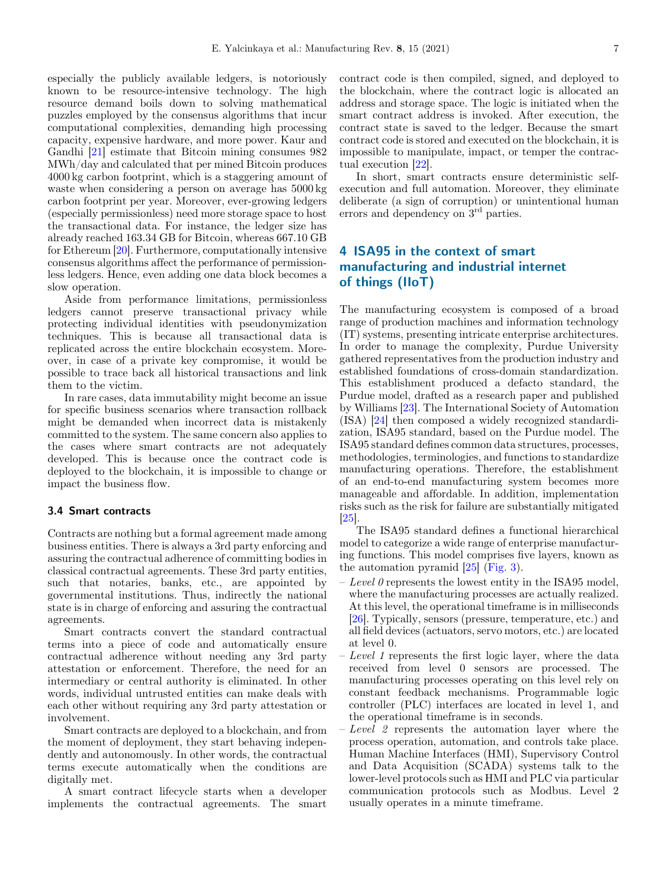especially the publicly available ledgers, is notoriously known to be resource-intensive technology. The high resource demand boils down to solving mathematical puzzles employed by the consensus algorithms that incur computational complexities, demanding high processing capacity, expensive hardware, and more power. Kaur and Gandhi [21] estimate that Bitcoin mining consumes 982 MWh/day and calculated that per mined Bitcoin produces 4000 kg carbon footprint, which is a staggering amount of waste when considering a person on average has 5000 kg carbon footprint per year. Moreover, ever-growing ledgers (especially permissionless) need more storage space to host the transactional data. For instance, the ledger size has already reached 163.34 GB for Bitcoin, whereas 667.10 GB for Ethereum [20]. Furthermore, computationally intensive consensus algorithms affect the performance of permissionless ledgers. Hence, even adding one data block becomes a slow operation.

Aside from performance limitations, permissionless ledgers cannot preserve transactional privacy while protecting individual identities with pseudonymization techniques. This is because all transactional data is replicated across the entire blockchain ecosystem. Moreover, in case of a private key compromise, it would be possible to trace back all historical transactions and link them to the victim.

In rare cases, data immutability might become an issue for specific business scenarios where transaction rollback might be demanded when incorrect data is mistakenly committed to the system. The same concern also applies to the cases where smart contracts are not adequately developed. This is because once the contract code is deployed to the blockchain, it is impossible to change or impact the business flow.

### 3.4 Smart contracts

Contracts are nothing but a formal agreement made among business entities. There is always a 3rd party enforcing and assuring the contractual adherence of committing bodies in classical contractual agreements. These 3rd party entities, such that notaries, banks, etc., are appointed by governmental institutions. Thus, indirectly the national state is in charge of enforcing and assuring the contractual agreements.

Smart contracts convert the standard contractual terms into a piece of code and automatically ensure contractual adherence without needing any 3rd party attestation or enforcement. Therefore, the need for an intermediary or central authority is eliminated. In other words, individual untrusted entities can make deals with each other without requiring any 3rd party attestation or involvement.

Smart contracts are deployed to a blockchain, and from the moment of deployment, they start behaving independently and autonomously. In other words, the contractual terms execute automatically when the conditions are digitally met.

A smart contract lifecycle starts when a developer implements the contractual agreements. The smart contract code is then compiled, signed, and deployed to the blockchain, where the contract logic is allocated an address and storage space. The logic is initiated when the smart contract address is invoked. After execution, the contract state is saved to the ledger. Because the smart contract code is stored and executed on the blockchain, it is impossible to manipulate, impact, or temper the contractual execution [22].

In short, smart contracts ensure deterministic self-execution and full automation. Moreover, they eliminate deliberate (a sign of corruption) or unintentional human errors and dependency on 3rd parties.

## 4 ISA95 in the context of smart manufacturing and industrial internet of things (IIoT)

The manufacturing ecosystem is composed of a broad range of production machines and information technology (IT) systems, presenting intricate enterprise architectures. In order to manage the complexity, Purdue University gathered representatives from the production industry and established foundations of cross-domain standardization. This establishment produced a defacto standard, the Purdue model, drafted as a research paper and published by Williams [23]. The International Society of Automation (ISA) [24] then composed a widely recognized standardization, ISA95 standard, based on the Purdue model. The ISA95 standard defines common data structures, processes, methodologies, terminologies, and functions to standardize manufacturing operations. Therefore, the establishment of an end-to-end manufacturing system becomes more manageable and affordable. In addition, implementation risks such as the risk for failure are substantially mitigated [25].

The ISA95 standard defines a functional hierarchical model to categorize a wide range of enterprise manufacturing functions. This model comprises five layers, known as the automation pyramid [25] (Fig. 3).

- *Level 0* represents the lowest entity in the ISA95 model, where the manufacturing processes are actually realized. At this level, the operational timeframe is in milliseconds [26]. Typically, sensors (pressure, temperature, etc.) and all field devices (actuators, servo motors, etc.) are located at level 0.
- *Level 1* represents the first logic layer, where the data received from level 0 sensors are processed. The manufacturing processes operating on this level rely on constant feedback mechanisms. Programmable logic controller (PLC) interfaces are located in level 1, and the operational timeframe is in seconds.
- *Level 2* represents the automation layer where the process operation, automation, and controls take place. Human Machine Interfaces (HMI), Supervisory Control and Data Acquisition (SCADA) systems talk to the lower-level protocols such as HMI and PLC via particular communication protocols such as Modbus. Level 2 usually operates in a minute timeframe.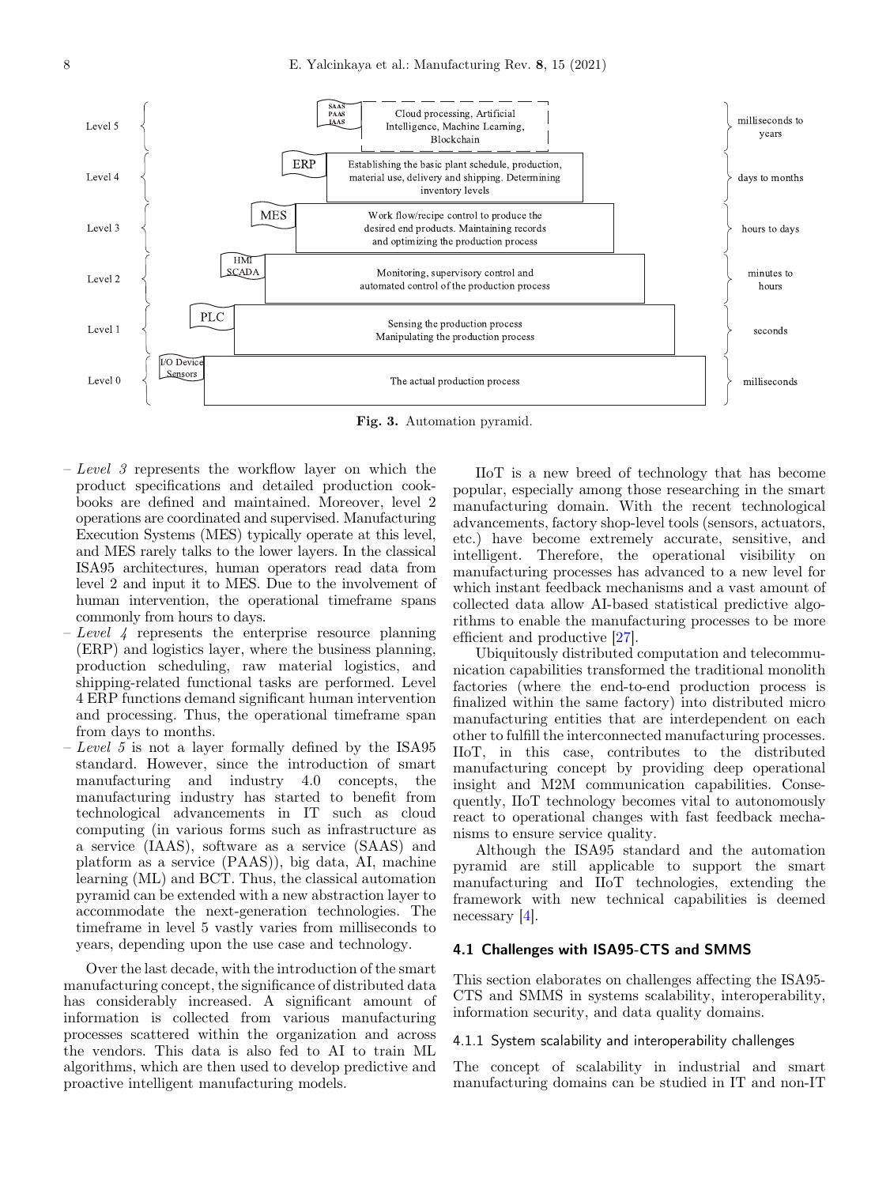**Fig. 3.** Automation pyramid.

- *Level 3* represents the workflow layer on which the product specifications and detailed production cookbooks are defined and maintained. Moreover, level 2 operations are coordinated and supervised. Manufacturing Execution Systems (MES) typically operate at this level, and MES rarely talks to the lower layers. In the classical ISA95 architectures, human operators read data from level 2 and input it to MES. Due to the involvement of human intervention, the operational timeframe spans commonly from hours to days.
- *Level 4* represents the enterprise resource planning (ERP) and logistics layer, where the business planning, production scheduling, raw material logistics, and shipping-related functional tasks are performed. Level 4 ERP functions demand significant human intervention and processing. Thus, the operational timeframe span from days to months.
- *Level 5* is not a layer formally defined by the ISA95 standard. However, since the introduction of smart manufacturing and industry 4.0 concepts, the manufacturing industry has started to benefit from technological advancements in IT such as cloud computing (in various forms such as infrastructure as a service (IAAS), software as a service (SAAS) and platform as a service (PAAS)), big data, AI, machine learning (ML) and BCT. Thus, the classical automation pyramid can be extended with a new abstraction layer to accommodate the next-generation technologies. The timeframe in level 5 vastly varies from milliseconds to years, depending upon the use case and technology.

Over the last decade, with the introduction of the smart manufacturing concept, the significance of distributed data has considerably increased. A significant amount of information is collected from various manufacturing processes scattered within the organization and across the vendors. This data is also fed to AI to train ML algorithms, which are then used to develop predictive and proactive intelligent manufacturing models.

IIoT is a new breed of technology that has become popular, especially among those researching in the smart manufacturing domain. With the recent technological advancements, factory shop-level tools (sensors, actuators, etc.) have become extremely accurate, sensitive, and intelligent. Therefore, the operational visibility on manufacturing processes has advanced to a new level for which instant feedback mechanisms and a vast amount of collected data allow AI-based statistical predictive algorithms to enable the manufacturing processes to be more efficient and productive [27].

Ubiquitously distributed computation and telecommunication capabilities transformed the traditional monolith factories (where the end-to-end production process is finalized within the same factory) into distributed micro manufacturing entities that are interdependent on each other to fulfill the interconnected manufacturing processes. IIoT, in this case, contributes to the distributed manufacturing concept by providing deep operational insight and M2M communication capabilities. Consequently, IIoT technology becomes vital to autonomously react to operational changes with fast feedback mechanisms to ensure service quality.

Although the ISA95 standard and the automation pyramid are still applicable to support the smart manufacturing and IIoT technologies, extending the framework with new technical capabilities is deemed necessary [4].

### 4.1 Challenges with ISA95-CTS and SMMS

This section elaborates on challenges affecting the ISA95-CTS and SMMS in systems scalability, interoperability, information security, and data quality domains.

#### 4.1.1 System scalability and interoperability challenges

The concept of scalability in industrial and smart manufacturing domains can be studied in IT and non-IT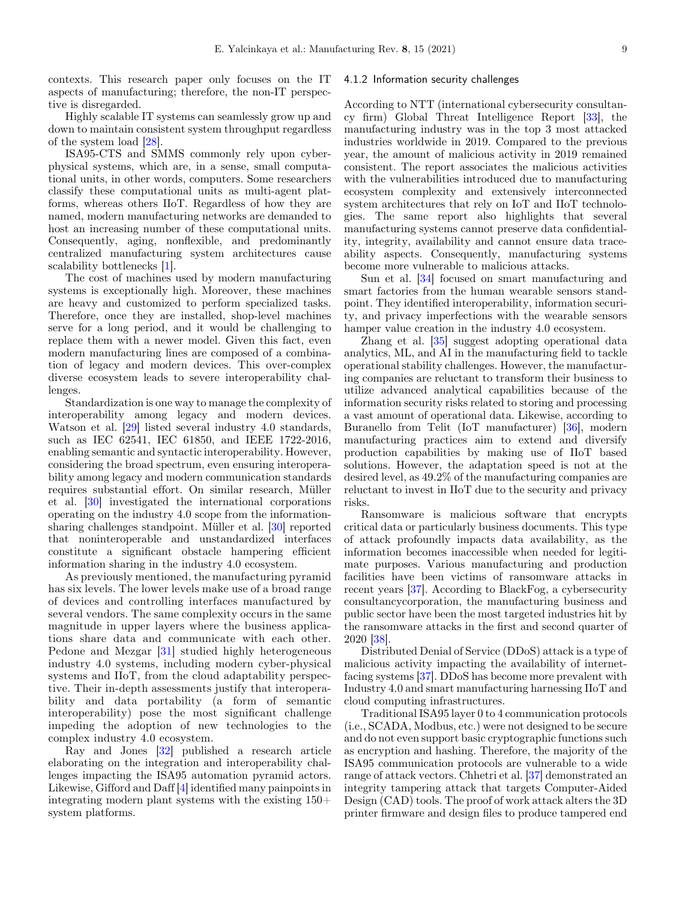contexts. This research paper only focuses on the IT aspects of manufacturing; therefore, the non-IT perspective is disregarded.

Highly scalable IT systems can seamlessly grow up and down to maintain consistent system throughput regardless of the system load [28].

ISA95-CTS and SMMS commonly rely upon cyber-physical systems, which are, in a sense, small computational units, in other words, computers. Some researchers classify these computational units as multi-agent platforms, whereas others IIoT. Regardless of how they are named, modern manufacturing networks are demanded to host an increasing number of these computational units. Consequently, aging, nonflexible, and predominantly centralized manufacturing system architectures cause scalability bottlenecks [1].

The cost of machines used by modern manufacturing systems is exceptionally high. Moreover, these machines are heavy and customized to perform specialized tasks. Therefore, once they are installed, shop-level machines serve for a long period, and it would be challenging to replace them with a newer model. Given this fact, even modern manufacturing lines are composed of a combination of legacy and modern devices. This over-complex diverse ecosystem leads to severe interoperability challenges.

Standardization is one way to manage the complexity of interoperability among legacy and modern devices. Watson et al. [29] listed several industry 4.0 standards, such as IEC 62541, IEC 61850, and IEEE 1722-2016, enabling semantic and syntactic interoperability. However, considering the broad spectrum, even ensuring interoperability among legacy and modern communication standards requires substantial effort. On similar research, Müller et al. [30] investigated the international corporations operating on the industry 4.0 scope from the information-sharing challenges standpoint. Müller et al. [30] reported that noninteroperable and unstandardized interfaces constitute a significant obstacle hampering efficient information sharing in the industry 4.0 ecosystem.

As previously mentioned, the manufacturing pyramid has six levels. The lower levels make use of a broad range of devices and controlling interfaces manufactured by several vendors. The same complexity occurs in the same magnitude in upper layers where the business applications share data and communicate with each other. Pedone and Mezgar [31] studied highly heterogeneous industry 4.0 systems, including modern cyber-physical systems and IIoT, from the cloud adaptability perspective. Their in-depth assessments justify that interoperability and data portability (a form of semantic interoperability) pose the most significant challenge impeding the adoption of new technologies to the complex industry 4.0 ecosystem.

Ray and Jones [32] published a research article elaborating on the integration and interoperability challenges impacting the ISA95 automation pyramid actors. Likewise, Gifford and Daff [4] identified many painpoints in integrating modern plant systems with the existing 150+ system platforms.

#### 4.1.2 Information security challenges

According to NTT (international cybersecurity consultancy firm) Global Threat Intelligence Report [33], the manufacturing industry was in the top 3 most attacked industries worldwide in 2019. Compared to the previous year, the amount of malicious activity in 2019 remained consistent. The report associates the malicious activities with the vulnerabilities introduced due to manufacturing ecosystem complexity and extensively interconnected system architectures that rely on IoT and IIoT technologies. The same report also highlights that several manufacturing systems cannot preserve data confidentiality, integrity, availability and cannot ensure data traceability aspects. Consequently, manufacturing systems become more vulnerable to malicious attacks.

Sun et al. [34] focused on smart manufacturing and smart factories from the human wearable sensors standpoint. They identified interoperability, information security, and privacy imperfections with the wearable sensors hamper value creation in the industry 4.0 ecosystem.

Zhang et al. [35] suggest adopting operational data analytics, ML, and AI in the manufacturing field to tackle operational stability challenges. However, the manufacturing companies are reluctant to transform their business to utilize advanced analytical capabilities because of the information security risks related to storing and processing a vast amount of operational data. Likewise, according to Buranello from Telit (IoT manufacturer) [36], modern manufacturing practices aim to extend and diversify production capabilities by making use of IIoT based solutions. However, the adaptation speed is not at the desired level, as 49.2% of the manufacturing companies are reluctant to invest in IIoT due to the security and privacy risks.

Ransomware is malicious software that encrypts critical data or particularly business documents. This type of attack profoundly impacts data availability, as the information becomes inaccessible when needed for legitimate purposes. Various manufacturing and production facilities have been victims of ransomware attacks in recent years [37]. According to BlackFog, a cybersecurity consultancycorporation, the manufacturing business and public sector have been the most targeted industries hit by the ransomware attacks in the first and second quarter of 2020 [38].

Distributed Denial of Service (DDoS) attack is a type of malicious activity impacting the availability of internet-facing systems [37]. DDoS has become more prevalent with Industry 4.0 and smart manufacturing harnessing IIoT and cloud computing infrastructures.

Traditional ISA95 layer 0 to 4 communication protocols (i.e., SCADA, Modbus, etc.) were not designed to be secure and do not even support basic cryptographic functions such as encryption and hashing. Therefore, the majority of the ISA95 communication protocols are vulnerable to a wide range of attack vectors. Chhetri et al. [37] demonstrated an integrity tampering attack that targets Computer-Aided Design (CAD) tools. The proof of work attack alters the 3D printer firmware and design files to produce tampered end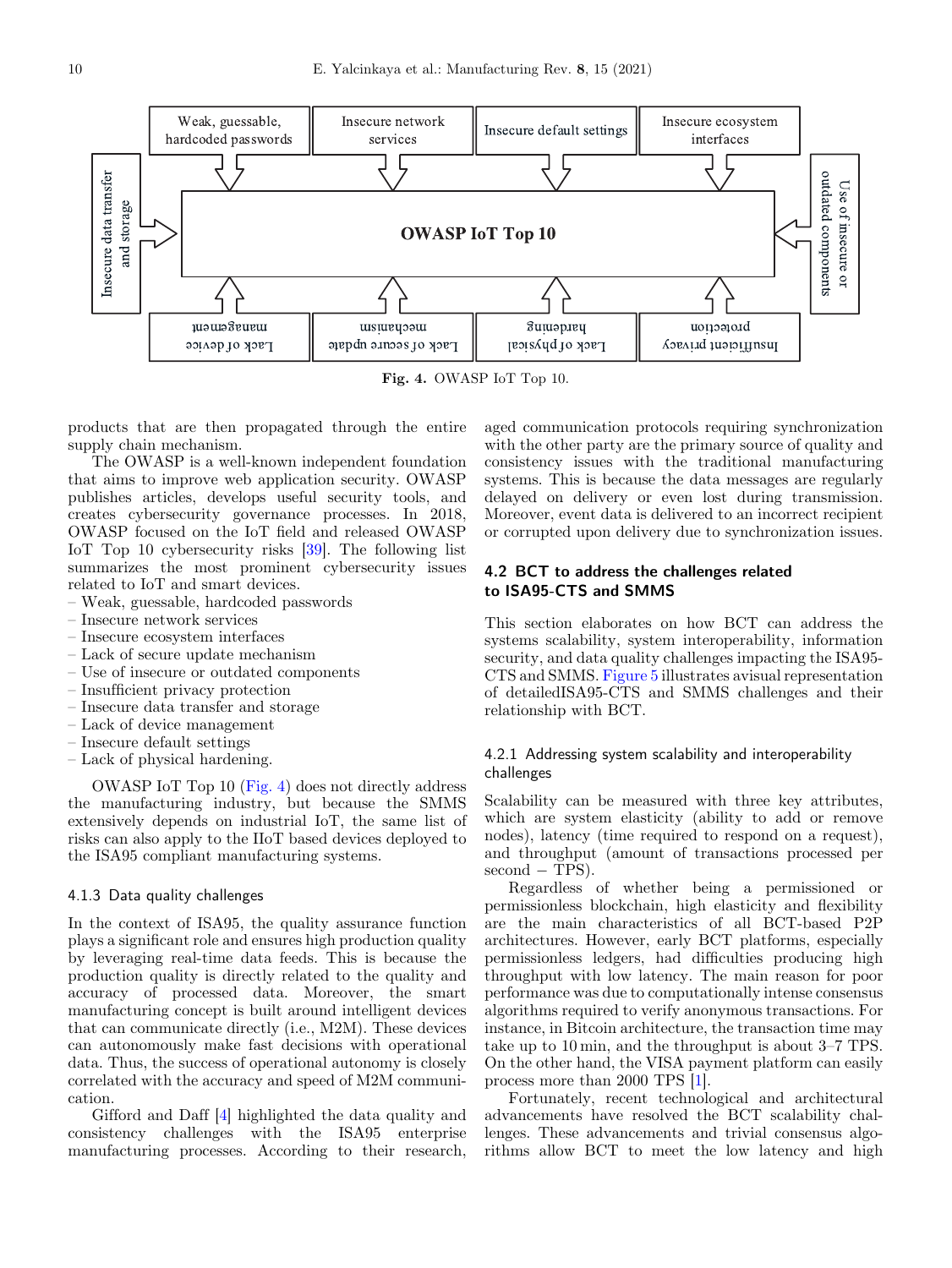Weak, guessable, hardcoded passwords

Insecure network services

Insecure default settings

Insecure ecosystem interfaces

Insecure data transfer and storage

**OWASP IoT Top 10**

Use of insecure or outdated components

Lack of device management

Lack of secure update mechanism

Lack of physical hardening

Insufficient privacy protection

**Fig. 4.** OWASP IoT Top 10.

products that are then propagated through the entire supply chain mechanism.

The OWASP is a well-known independent foundation that aims to improve web application security. OWASP publishes articles, develops useful security tools, and creates cybersecurity governance processes. In 2018, OWASP focused on the IoT field and released OWASP IoT Top 10 cybersecurity risks [39]. The following list summarizes the most prominent cybersecurity issues related to IoT and smart devices.

- Weak, guessable, hardcoded passwords
- Insecure network services
- Insecure ecosystem interfaces
- Lack of secure update mechanism
- Use of insecure or outdated components
- Insufficient privacy protection
- Insecure data transfer and storage
- Lack of device management
- Insecure default settings
- Lack of physical hardening.

OWASP IoT Top 10 (Fig. 4) does not directly address the manufacturing industry, but because the SMMS extensively depends on industrial IoT, the same list of risks can also apply to the IIoT based devices deployed to the ISA95 compliant manufacturing systems.

#### 4.1.3 Data quality challenges

In the context of ISA95, the quality assurance function plays a significant role and ensures high production quality by leveraging real-time data feeds. This is because the production quality is directly related to the quality and accuracy of processed data. Moreover, the smart manufacturing concept is built around intelligent devices that can communicate directly (i.e., M2M). These devices can autonomously make fast decisions with operational data. Thus, the success of operational autonomy is closely correlated with the accuracy and speed of M2M communication.

Gifford and Daff [4] highlighted the data quality and consistency challenges with the ISA95 enterprise manufacturing processes. According to their research, aged communication protocols requiring synchronization with the other party are the primary source of quality and consistency issues with the traditional manufacturing systems. This is because the data messages are regularly delayed on delivery or even lost during transmission. Moreover, event data is delivered to an incorrect recipient or corrupted upon delivery due to synchronization issues.

### 4.2 BCT to address the challenges related to ISA95-CTS and SMMS

This section elaborates on how BCT can address the systems scalability, system interoperability, information security, and data quality challenges impacting the ISA95-CTS and SMMS. Figure 5 illustrates avisual representation of detailedISA95-CTS and SMMS challenges and their relationship with BCT.

#### 4.2.1 Addressing system scalability and interoperability challenges

Scalability can be measured with three key attributes, which are system elasticity (ability to add or remove nodes), latency (time required to respond on a request), and throughput (amount of transactions processed per second − TPS).

Regardless of whether being a permissioned or permissionless blockchain, high elasticity and flexibility are the main characteristics of all BCT-based P2P architectures. However, early BCT platforms, especially permissionless ledgers, had difficulties producing high throughput with low latency. The main reason for poor performance was due to computationally intense consensus algorithms required to verify anonymous transactions. For instance, in Bitcoin architecture, the transaction time may take up to 10 min, and the throughput is about 3–7 TPS. On the other hand, the VISA payment platform can easily process more than 2000 TPS [1].

Fortunately, recent technological and architectural advancements have resolved the BCT scalability challenges. These advancements and trivial consensus algorithms allow BCT to meet the low latency and high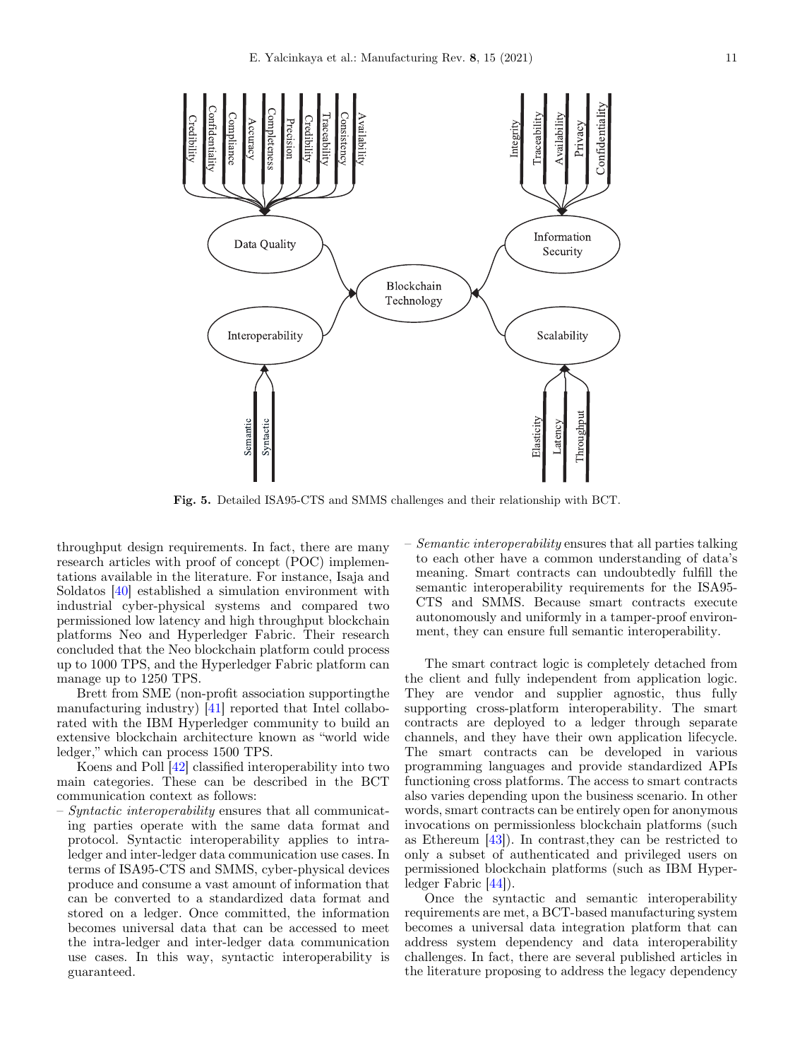Fig. 5. Detailed ISA95-CTS and SMMS challenges and their relationship with BCT.

throughput design requirements. In fact, there are many research articles with proof of concept (POC) implementations available in the literature. For instance, Isaja and Soldatos [40] established a simulation environment with industrial cyber-physical systems and compared two permissioned low latency and high throughput blockchain platforms Neo and Hyperledger Fabric. Their research concluded that the Neo blockchain platform could process up to 1000 TPS, and the Hyperledger Fabric platform can manage up to 1250 TPS.

Brett from SME (non-profit association supportingthe manufacturing industry) [41] reported that Intel collaborated with the IBM Hyperledger community to build an extensive blockchain architecture known as "world wide ledger," which can process 1500 TPS.

Koens and Poll [42] classified interoperability into two main categories. These can be described in the BCT communication context as follows:

– *Syntactic interoperability* ensures that all communicating parties operate with the same data format and protocol. Syntactic interoperability applies to intra-ledger and inter-ledger data communication use cases. In terms of ISA95-CTS and SMMS, cyber-physical devices produce and consume a vast amount of information that can be converted to a standardized data format and stored on a ledger. Once committed, the information becomes universal data that can be accessed to meet the intra-ledger and inter-ledger data communication use cases. In this way, syntactic interoperability is guaranteed.

– *Semantic interoperability* ensures that all parties talking to each other have a common understanding of data's meaning. Smart contracts can undoubtedly fulfill the semantic interoperability requirements for the ISA95-CTS and SMMS. Because smart contracts execute autonomously and uniformly in a tamper-proof environment, they can ensure full semantic interoperability.

The smart contract logic is completely detached from the client and fully independent from application logic. They are vendor and supplier agnostic, thus fully supporting cross-platform interoperability. The smart contracts are deployed to a ledger through separate channels, and they have their own application lifecycle. The smart contracts can be developed in various programming languages and provide standardized APIs functioning cross platforms. The access to smart contracts also varies depending upon the business scenario. In other words, smart contracts can be entirely open for anonymous invocations on permissionless blockchain platforms (such as Ethereum [43]). In contrast,they can be restricted to only a subset of authenticated and privileged users on permissioned blockchain platforms (such as IBM Hyperledger Fabric [44]).

Once the syntactic and semantic interoperability requirements are met, a BCT-based manufacturing system becomes a universal data integration platform that can address system dependency and data interoperability challenges. In fact, there are several published articles in the literature proposing to address the legacy dependency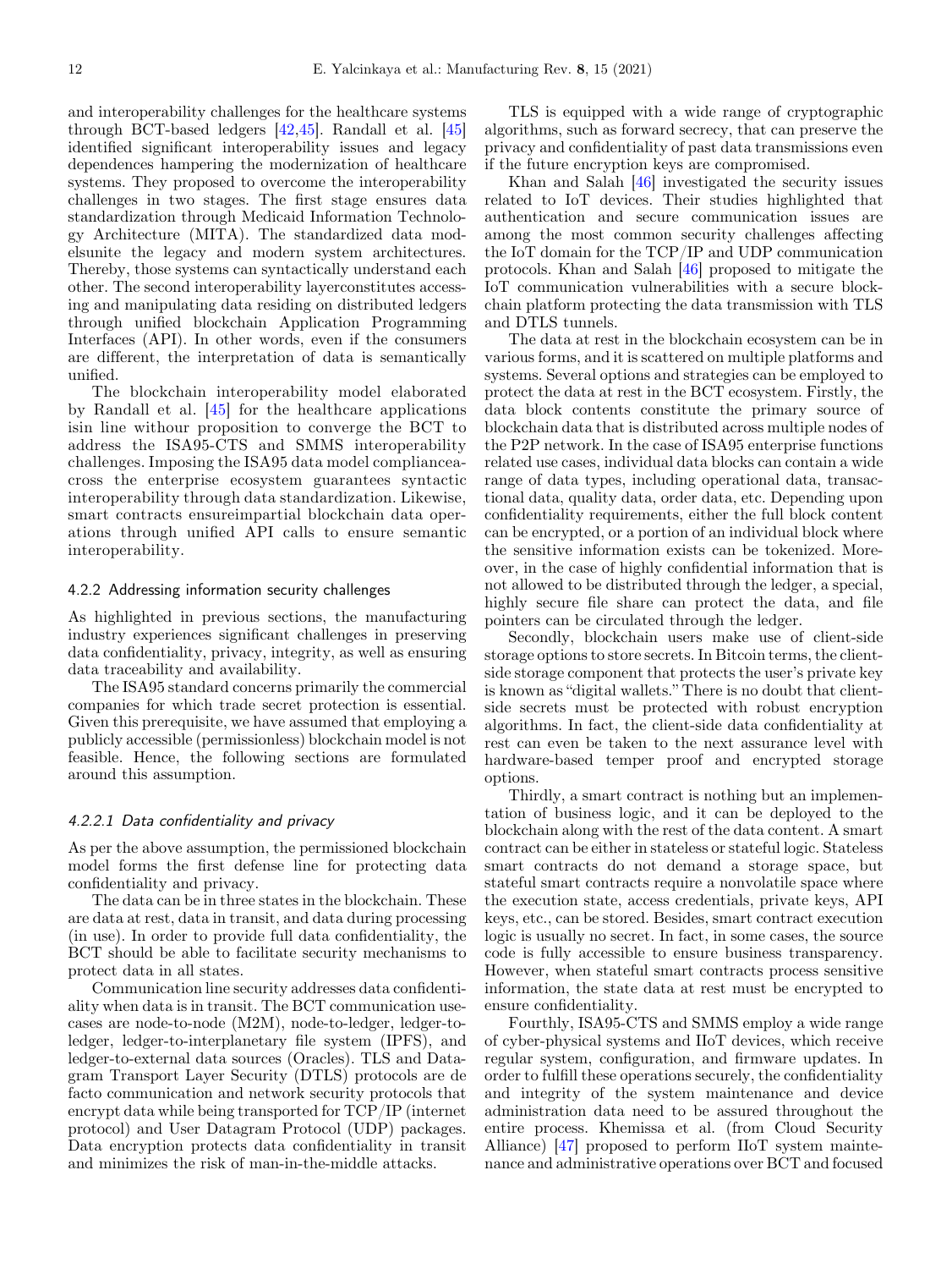and interoperability challenges for the healthcare systems through BCT-based ledgers [42,45]. Randall et al. [45] identified significant interoperability issues and legacy dependences hampering the modernization of healthcare systems. They proposed to overcome the interoperability challenges in two stages. The first stage ensures data standardization through Medicaid Information Technology Architecture (MITA). The standardized data modelsunite the legacy and modern system architectures. Thereby, those systems can syntactically understand each other. The second interoperability layerconstitutes accessing and manipulating data residing on distributed ledgers through unified blockchain Application Programming Interfaces (API). In other words, even if the consumers are different, the interpretation of data is semantically unified.

The blockchain interoperability model elaborated by Randall et al. [45] for the healthcare applications isin line withour proposition to converge the BCT to address the ISA95-CTS and SMMS interoperability challenges. Imposing the ISA95 data model complianceacross the enterprise ecosystem guarantees syntactic interoperability through data standardization. Likewise, smart contracts ensureimpartial blockchain data operations through unified API calls to ensure semantic interoperability.

#### 4.2.2 Addressing information security challenges

As highlighted in previous sections, the manufacturing industry experiences significant challenges in preserving data confidentiality, privacy, integrity, as well as ensuring data traceability and availability.

The ISA95 standard concerns primarily the commercial companies for which trade secret protection is essential. Given this prerequisite, we have assumed that employing a publicly accessible (permissionless) blockchain model is not feasible. Hence, the following sections are formulated around this assumption.

##### *4.2.2.1 Data confidentiality and privacy*

As per the above assumption, the permissioned blockchain model forms the first defense line for protecting data confidentiality and privacy.

The data can be in three states in the blockchain. These are data at rest, data in transit, and data during processing (in use). In order to provide full data confidentiality, the BCT should be able to facilitate security mechanisms to protect data in all states.

Communication line security addresses data confidentiality when data is in transit. The BCT communication use-cases are node-to-node (M2M), node-to-ledger, ledger-to-ledger, ledger-to-interplanetary file system (IPFS), and ledger-to-external data sources (Oracles). TLS and Datagram Transport Layer Security (DTLS) protocols are de facto communication and network security protocols that encrypt data while being transported for TCP/IP (internet protocol) and User Datagram Protocol (UDP) packages. Data encryption protects data confidentiality in transit and minimizes the risk of man-in-the-middle attacks.

TLS is equipped with a wide range of cryptographic algorithms, such as forward secrecy, that can preserve the privacy and confidentiality of past data transmissions even if the future encryption keys are compromised.

Khan and Salah [46] investigated the security issues related to IoT devices. Their studies highlighted that authentication and secure communication issues are among the most common security challenges affecting the IoT domain for the TCP/IP and UDP communication protocols. Khan and Salah [46] proposed to mitigate the IoT communication vulnerabilities with a secure blockchain platform protecting the data transmission with TLS and DTLS tunnels.

The data at rest in the blockchain ecosystem can be in various forms, and it is scattered on multiple platforms and systems. Several options and strategies can be employed to protect the data at rest in the BCT ecosystem. Firstly, the data block contents constitute the primary source of blockchain data that is distributed across multiple nodes of the P2P network. In the case of ISA95 enterprise functions related use cases, individual data blocks can contain a wide range of data types, including operational data, transactional data, quality data, order data, etc. Depending upon confidentiality requirements, either the full block content can be encrypted, or a portion of an individual block where the sensitive information exists can be tokenized. Moreover, in the case of highly confidential information that is not allowed to be distributed through the ledger, a special, highly secure file share can protect the data, and file pointers can be circulated through the ledger.

Secondly, blockchain users make use of client-side storage options to store secrets. In Bitcoin terms, the client-side storage component that protects the user's private key is known as "digital wallets." There is no doubt that client-side secrets must be protected with robust encryption algorithms. In fact, the client-side data confidentiality at rest can even be taken to the next assurance level with hardware-based temper proof and encrypted storage options.

Thirdly, a smart contract is nothing but an implementation of business logic, and it can be deployed to the blockchain along with the rest of the data content. A smart contract can be either in stateless or stateful logic. Stateless smart contracts do not demand a storage space, but stateful smart contracts require a nonvolatile space where the execution state, access credentials, private keys, API keys, etc., can be stored. Besides, smart contract execution logic is usually no secret. In fact, in some cases, the source code is fully accessible to ensure business transparency. However, when stateful smart contracts process sensitive information, the state data at rest must be encrypted to ensure confidentiality.

Fourthly, ISA95-CTS and SMMS employ a wide range of cyber-physical systems and IIoT devices, which receive regular system, configuration, and firmware updates. In order to fulfill these operations securely, the confidentiality and integrity of the system maintenance and device administration data need to be assured throughout the entire process. Khemissa et al. (from Cloud Security Alliance) [47] proposed to perform IIoT system maintenance and administrative operations over BCT and focused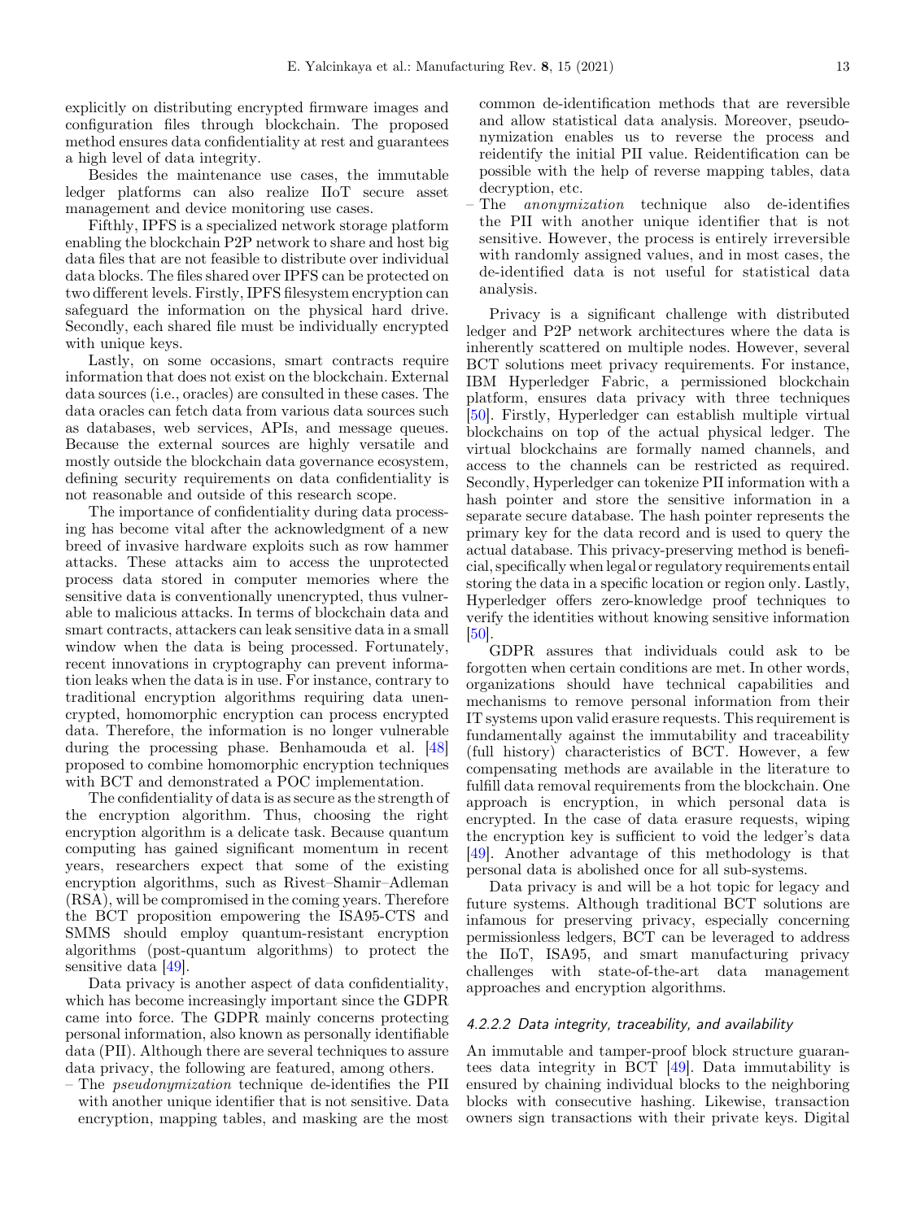explicitly on distributing encrypted firmware images and configuration files through blockchain. The proposed method ensures data confidentiality at rest and guarantees a high level of data integrity.

Besides the maintenance use cases, the immutable ledger platforms can also realize IIoT secure asset management and device monitoring use cases.

Fifthly, IPFS is a specialized network storage platform enabling the blockchain P2P network to share and host big data files that are not feasible to distribute over individual data blocks. The files shared over IPFS can be protected on two different levels. Firstly, IPFS filesystem encryption can safeguard the information on the physical hard drive. Secondly, each shared file must be individually encrypted with unique keys.

Lastly, on some occasions, smart contracts require information that does not exist on the blockchain. External data sources (i.e., oracles) are consulted in these cases. The data oracles can fetch data from various data sources such as databases, web services, APIs, and message queues. Because the external sources are highly versatile and mostly outside the blockchain data governance ecosystem, defining security requirements on data confidentiality is not reasonable and outside of this research scope.

The importance of confidentiality during data processing has become vital after the acknowledgment of a new breed of invasive hardware exploits such as row hammer attacks. These attacks aim to access the unprotected process data stored in computer memories where the sensitive data is conventionally unencrypted, thus vulnerable to malicious attacks. In terms of blockchain data and smart contracts, attackers can leak sensitive data in a small window when the data is being processed. Fortunately, recent innovations in cryptography can prevent information leaks when the data is in use. For instance, contrary to traditional encryption algorithms requiring data unencrypted, homomorphic encryption can process encrypted data. Therefore, the information is no longer vulnerable during the processing phase. Benhamouda et al. [48] proposed to combine homomorphic encryption techniques with BCT and demonstrated a POC implementation.

The confidentiality of data is as secure as the strength of the encryption algorithm. Thus, choosing the right encryption algorithm is a delicate task. Because quantum computing has gained significant momentum in recent years, researchers expect that some of the existing encryption algorithms, such as Rivest–Shamir–Adleman (RSA), will be compromised in the coming years. Therefore the BCT proposition empowering the ISA95-CTS and SMMS should employ quantum-resistant encryption algorithms (post-quantum algorithms) to protect the sensitive data [49].

Data privacy is another aspect of data confidentiality, which has become increasingly important since the GDPR came into force. The GDPR mainly concerns protecting personal information, also known as personally identifiable data (PII). Although there are several techniques to assure data privacy, the following are featured, among others.

- The *pseudonymization* technique de-identifies the PII with another unique identifier that is not sensitive. Data encryption, mapping tables, and masking are the most common de-identification methods that are reversible and allow statistical data analysis. Moreover, pseudonymization enables us to reverse the process and reidentify the initial PII value. Reidentification can be possible with the help of reverse mapping tables, data decryption, etc.
- The *anonymization* technique also de-identifies the PII with another unique identifier that is not sensitive. However, the process is entirely irreversible with randomly assigned values, and in most cases, the de-identified data is not useful for statistical data analysis.

Privacy is a significant challenge with distributed ledger and P2P network architectures where the data is inherently scattered on multiple nodes. However, several BCT solutions meet privacy requirements. For instance, IBM Hyperledger Fabric, a permissioned blockchain platform, ensures data privacy with three techniques [50]. Firstly, Hyperledger can establish multiple virtual blockchains on top of the actual physical ledger. The virtual blockchains are formally named channels, and access to the channels can be restricted as required. Secondly, Hyperledger can tokenize PII information with a hash pointer and store the sensitive information in a separate secure database. The hash pointer represents the primary key for the data record and is used to query the actual database. This privacy-preserving method is beneficial, specifically when legal or regulatory requirements entail storing the data in a specific location or region only. Lastly, Hyperledger offers zero-knowledge proof techniques to verify the identities without knowing sensitive information [50].

GDPR assures that individuals could ask to be forgotten when certain conditions are met. In other words, organizations should have technical capabilities and mechanisms to remove personal information from their IT systems upon valid erasure requests. This requirement is fundamentally against the immutability and traceability (full history) characteristics of BCT. However, a few compensating methods are available in the literature to fulfill data removal requirements from the blockchain. One approach is encryption, in which personal data is encrypted. In the case of data erasure requests, wiping the encryption key is sufficient to void the ledger's data [49]. Another advantage of this methodology is that personal data is abolished once for all sub-systems.

Data privacy is and will be a hot topic for legacy and future systems. Although traditional BCT solutions are infamous for preserving privacy, especially concerning permissionless ledgers, BCT can be leveraged to address the IIoT, ISA95, and smart manufacturing privacy challenges with state-of-the-art data management approaches and encryption algorithms.

#### *4.2.2.2 Data integrity, traceability, and availability*

An immutable and tamper-proof block structure guarantees data integrity in BCT [49]. Data immutability is ensured by chaining individual blocks to the neighboring blocks with consecutive hashing. Likewise, transaction owners sign transactions with their private keys. Digital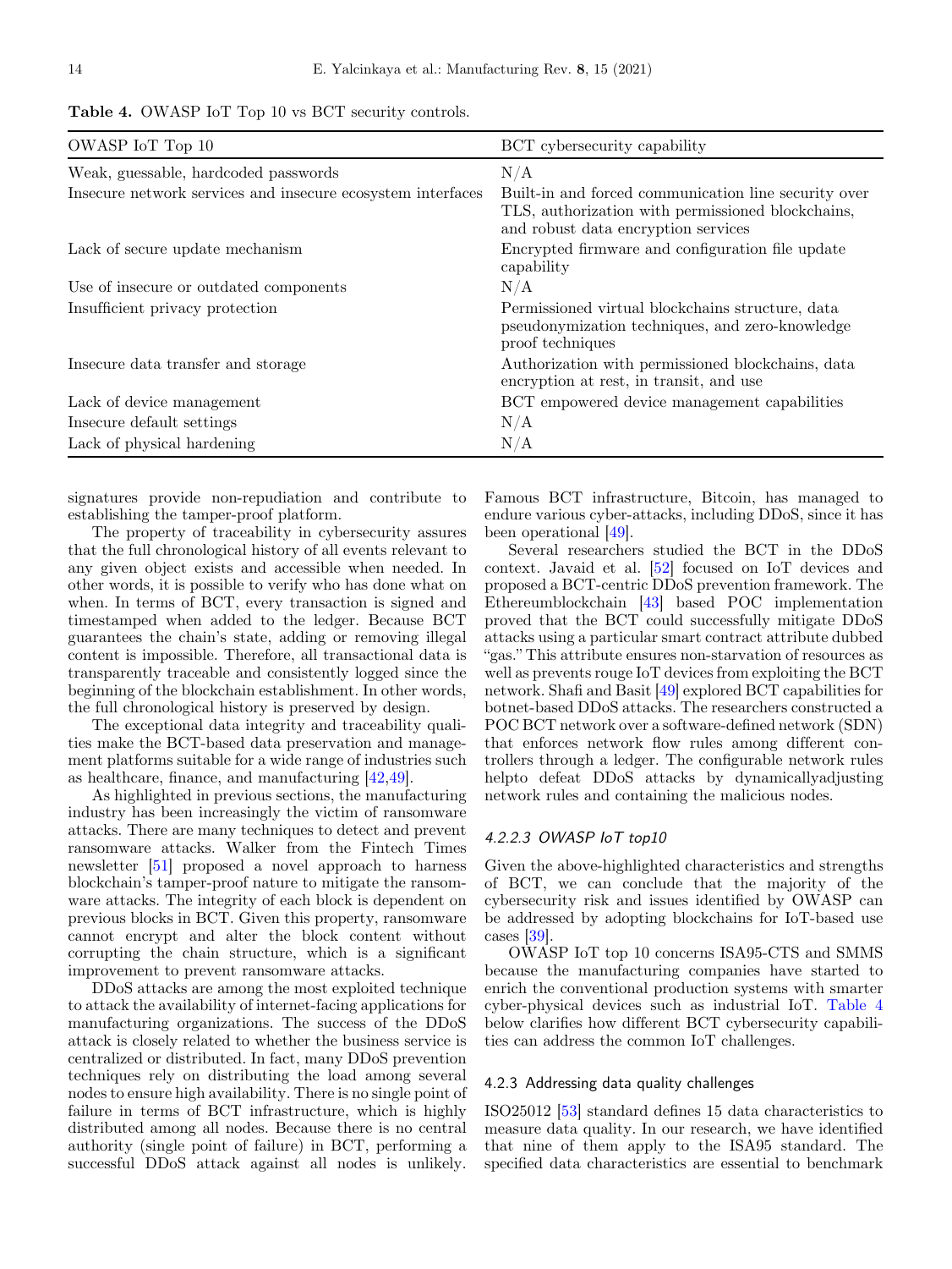**Table 4.** OWASP IoT Top 10 vs BCT security controls.

| OWASP IoT Top 10 | BCT cybersecurity capability |
| --- | --- |
| Weak, guessable, hardcoded passwords | N/A |
| Insecure network services and insecure ecosystem interfaces | Built-in and forced communication line security over TLS, authorization with permissioned blockchains, and robust data encryption services |
| Lack of secure update mechanism | Encrypted firmware and configuration file update capability |
| Use of insecure or outdated components | N/A |
| Insufficient privacy protection | Permissioned virtual blockchains structure, data pseudonymization techniques, and zero-knowledge proof techniques |
| Insecure data transfer and storage | Authorization with permissioned blockchains, data encryption at rest, in transit, and use |
| Lack of device management | BCT empowered device management capabilities |
| Insecure default settings | N/A |
| Lack of physical hardening | N/A |

signatures provide non-repudiation and contribute to establishing the tamper-proof platform.

The property of traceability in cybersecurity assures that the full chronological history of all events relevant to any given object exists and accessible when needed. In other words, it is possible to verify who has done what on when. In terms of BCT, every transaction is signed and timestamped when added to the ledger. Because BCT guarantees the chain's state, adding or removing illegal content is impossible. Therefore, all transactional data is transparently traceable and consistently logged since the beginning of the blockchain establishment. In other words, the full chronological history is preserved by design.

The exceptional data integrity and traceability qualities make the BCT-based data preservation and management platforms suitable for a wide range of industries such as healthcare, finance, and manufacturing [42,49].

As highlighted in previous sections, the manufacturing industry has been increasingly the victim of ransomware attacks. There are many techniques to detect and prevent ransomware attacks. Walker from the Fintech Times newsletter [51] proposed a novel approach to harness blockchain's tamper-proof nature to mitigate the ransomware attacks. The integrity of each block is dependent on previous blocks in BCT. Given this property, ransomware cannot encrypt and alter the block content without corrupting the chain structure, which is a significant improvement to prevent ransomware attacks.

DDoS attacks are among the most exploited technique to attack the availability of internet-facing applications for manufacturing organizations. The success of the DDoS attack is closely related to whether the business service is centralized or distributed. In fact, many DDoS prevention techniques rely on distributing the load among several nodes to ensure high availability. There is no single point of failure in terms of BCT infrastructure, which is highly distributed among all nodes. Because there is no central authority (single point of failure) in BCT, performing a successful DDoS attack against all nodes is unlikely. Famous BCT infrastructure, Bitcoin, has managed to endure various cyber-attacks, including DDoS, since it has been operational [49].

Several researchers studied the BCT in the DDoS context. Javaid et al. [52] focused on IoT devices and proposed a BCT-centric DDoS prevention framework. The Ethereumblockchain [43] based POC implementation proved that the BCT could successfully mitigate DDoS attacks using a particular smart contract attribute dubbed "gas." This attribute ensures non-starvation of resources as well as prevents rouge IoT devices from exploiting the BCT network. Shafi and Basit [49] explored BCT capabilities for botnet-based DDoS attacks. The researchers constructed a POC BCT network over a software-defined network (SDN) that enforces network flow rules among different controllers through a ledger. The configurable network rules helpto defeat DDoS attacks by dynamicallyadjusting network rules and containing the malicious nodes.

#### *4.2.2.3 OWASP IoT top10*

Given the above-highlighted characteristics and strengths of BCT, we can conclude that the majority of the cybersecurity risk and issues identified by OWASP can be addressed by adopting blockchains for IoT-based use cases [39].

OWASP IoT top 10 concerns ISA95-CTS and SMMS because the manufacturing companies have started to enrich the conventional production systems with smarter cyber-physical devices such as industrial IoT. Table 4 below clarifies how different BCT cybersecurity capabilities can address the common IoT challenges.

### 4.2.3 Addressing data quality challenges

ISO25012 [53] standard defines 15 data characteristics to measure data quality. In our research, we have identified that nine of them apply to the ISA95 standard. The specified data characteristics are essential to benchmark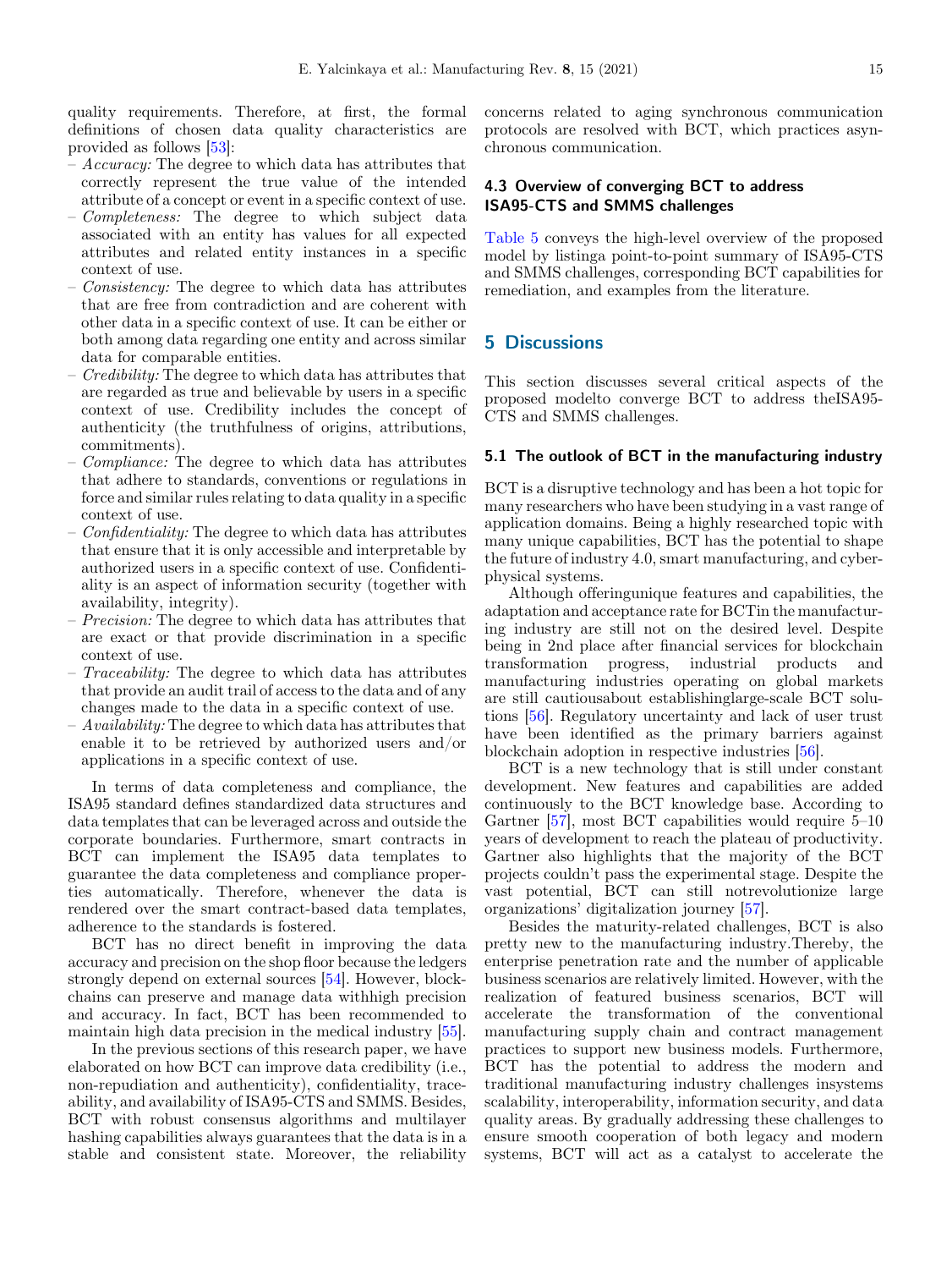quality requirements. Therefore, at first, the formal definitions of chosen data quality characteristics are provided as follows [53]:

- *Accuracy:* The degree to which data has attributes that correctly represent the true value of the intended attribute of a concept or event in a specific context of use.
- *Completeness:* The degree to which subject data associated with an entity has values for all expected attributes and related entity instances in a specific context of use.
- *Consistency:* The degree to which data has attributes that are free from contradiction and are coherent with other data in a specific context of use. It can be either or both among data regarding one entity and across similar data for comparable entities.
- *Credibility:* The degree to which data has attributes that are regarded as true and believable by users in a specific context of use. Credibility includes the concept of authenticity (the truthfulness of origins, attributions, commitments).
- *Compliance:* The degree to which data has attributes that adhere to standards, conventions or regulations in force and similar rules relating to data quality in a specific context of use.
- *Confidentiality:* The degree to which data has attributes that ensure that it is only accessible and interpretable by authorized users in a specific context of use. Confidentiality is an aspect of information security (together with availability, integrity).
- *Precision:* The degree to which data has attributes that are exact or that provide discrimination in a specific context of use.
- *Traceability:* The degree to which data has attributes that provide an audit trail of access to the data and of any changes made to the data in a specific context of use.
- *Availability:* The degree to which data has attributes that enable it to be retrieved by authorized users and/or applications in a specific context of use.

In terms of data completeness and compliance, the ISA95 standard defines standardized data structures and data templates that can be leveraged across and outside the corporate boundaries. Furthermore, smart contracts in BCT can implement the ISA95 data templates to guarantee the data completeness and compliance properties automatically. Therefore, whenever the data is rendered over the smart contract-based data templates, adherence to the standards is fostered.

BCT has no direct benefit in improving the data accuracy and precision on the shop floor because the ledgers strongly depend on external sources [54]. However, blockchains can preserve and manage data withhigh precision and accuracy. In fact, BCT has been recommended to maintain high data precision in the medical industry [55].

In the previous sections of this research paper, we have elaborated on how BCT can improve data credibility (i.e., non-repudiation and authenticity), confidentiality, traceability, and availability of ISA95-CTS and SMMS. Besides, BCT with robust consensus algorithms and multilayer hashing capabilities always guarantees that the data is in a stable and consistent state. Moreover, the reliability concerns related to aging synchronous communication protocols are resolved with BCT, which practices asynchronous communication.

### 4.3 Overview of converging BCT to address ISA95-CTS and SMMS challenges

Table 5 conveys the high-level overview of the proposed model by listinga point-to-point summary of ISA95-CTS and SMMS challenges, corresponding BCT capabilities for remediation, and examples from the literature.

## 5 Discussions

This section discusses several critical aspects of the proposed modelto converge BCT to address theISA95-CTS and SMMS challenges.

### 5.1 The outlook of BCT in the manufacturing industry

BCT is a disruptive technology and has been a hot topic for many researchers who have been studying in a vast range of application domains. Being a highly researched topic with many unique capabilities, BCT has the potential to shape the future of industry 4.0, smart manufacturing, and cyber-physical systems.

Although offeringunique features and capabilities, the adaptation and acceptance rate for BCTin the manufacturing industry are still not on the desired level. Despite being in 2nd place after financial services for blockchain transformation progress, industrial products and manufacturing industries operating on global markets are still cautiousabout establishinglarge-scale BCT solutions [56]. Regulatory uncertainty and lack of user trust have been identified as the primary barriers against blockchain adoption in respective industries [56].

BCT is a new technology that is still under constant development. New features and capabilities are added continuously to the BCT knowledge base. According to Gartner [57], most BCT capabilities would require 5–10 years of development to reach the plateau of productivity. Gartner also highlights that the majority of the BCT projects couldn't pass the experimental stage. Despite the vast potential, BCT can still notrevolutionize large organizations' digitalization journey [57].

Besides the maturity-related challenges, BCT is also pretty new to the manufacturing industry.Thereby, the enterprise penetration rate and the number of applicable business scenarios are relatively limited. However, with the realization of featured business scenarios, BCT will accelerate the transformation of the conventional manufacturing supply chain and contract management practices to support new business models. Furthermore, BCT has the potential to address the modern and traditional manufacturing industry challenges insystems scalability, interoperability, information security, and data quality areas. By gradually addressing these challenges to ensure smooth cooperation of both legacy and modern systems, BCT will act as a catalyst to accelerate the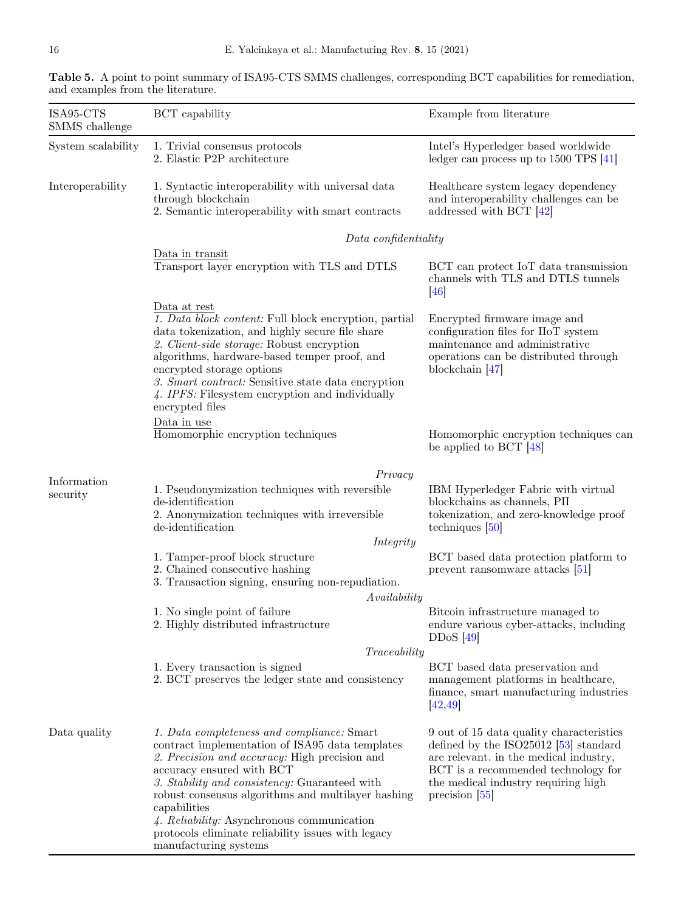**Table 5.** A point to point summary of ISA95-CTS SMMS challenges, corresponding BCT capabilities for remediation, and examples from the literature.

| ISA95-CTS SMMS challenge | BCT capability | Example from literature |
|---|---|---|
| System scalability | 1. Trivial consensus protocols<br>2. Elastic P2P architecture | Intel's Hyperledger based worldwide ledger can process up to 1500 TPS [41] |
| Interoperability | 1. Syntactic interoperability with universal data through blockchain<br>2. Semantic interoperability with smart contracts | Healthcare system legacy dependency and interoperability challenges can be addressed with BCT [42] |
| Information security | *Data confidentiality* | |
| | Data in transit<br>Transport layer encryption with TLS and DTLS | BCT can protect IoT data transmission channels with TLS and DTLS tunnels [46] |
| | Data at rest<br>*1. Data block content:* Full block encryption, partial data tokenization, and highly secure file share<br>*2. Client-side storage:* Robust encryption algorithms, hardware-based temper proof, and encrypted storage options<br>*3. Smart contract:* Sensitive state data encryption<br>*4. IPFS:* Filesystem encryption and individually encrypted files | Encrypted firmware image and configuration files for IIoT system maintenance and administrative operations can be distributed through blockchain [47] |
| | Data in use<br>Homomorphic encryption techniques | Homomorphic encryption techniques can be applied to BCT [48] |
| | *Privacy* | |
| | 1. Pseudonymization techniques with reversible de-identification<br>2. Anonymization techniques with irreversible de-identification | IBM Hyperledger Fabric with virtual blockchains as channels, PII tokenization, and zero-knowledge proof techniques [50] |
| | *Integrity* | |
| | 1. Tamper-proof block structure<br>2. Chained consecutive hashing<br>3. Transaction signing, ensuring non-repudiation. | BCT based data protection platform to prevent ransomware attacks [51] |
| | *Availability* | |
| | 1. No single point of failure<br>2. Highly distributed infrastructure | Bitcoin infrastructure managed to endure various cyber-attacks, including DDoS [49] |
| | *Traceability* | |
| | 1. Every transaction is signed<br>2. BCT preserves the ledger state and consistency | BCT based data preservation and management platforms in healthcare, finance, smart manufacturing industries [42,49] |
| Data quality | *1. Data completeness and compliance:* Smart contract implementation of ISA95 data templates<br>*2. Precision and accuracy:* High precision and accuracy ensured with BCT<br>*3. Stability and consistency:* Guaranteed with robust consensus algorithms and multilayer hashing capabilities<br>*4. Reliability:* Asynchronous communication protocols eliminate reliability issues with legacy manufacturing systems | 9 out of 15 data quality characteristics defined by the ISO25012 [53] standard are relevant. in the medical industry, BCT is a recommended technology for the medical industry requiring high precision [55] |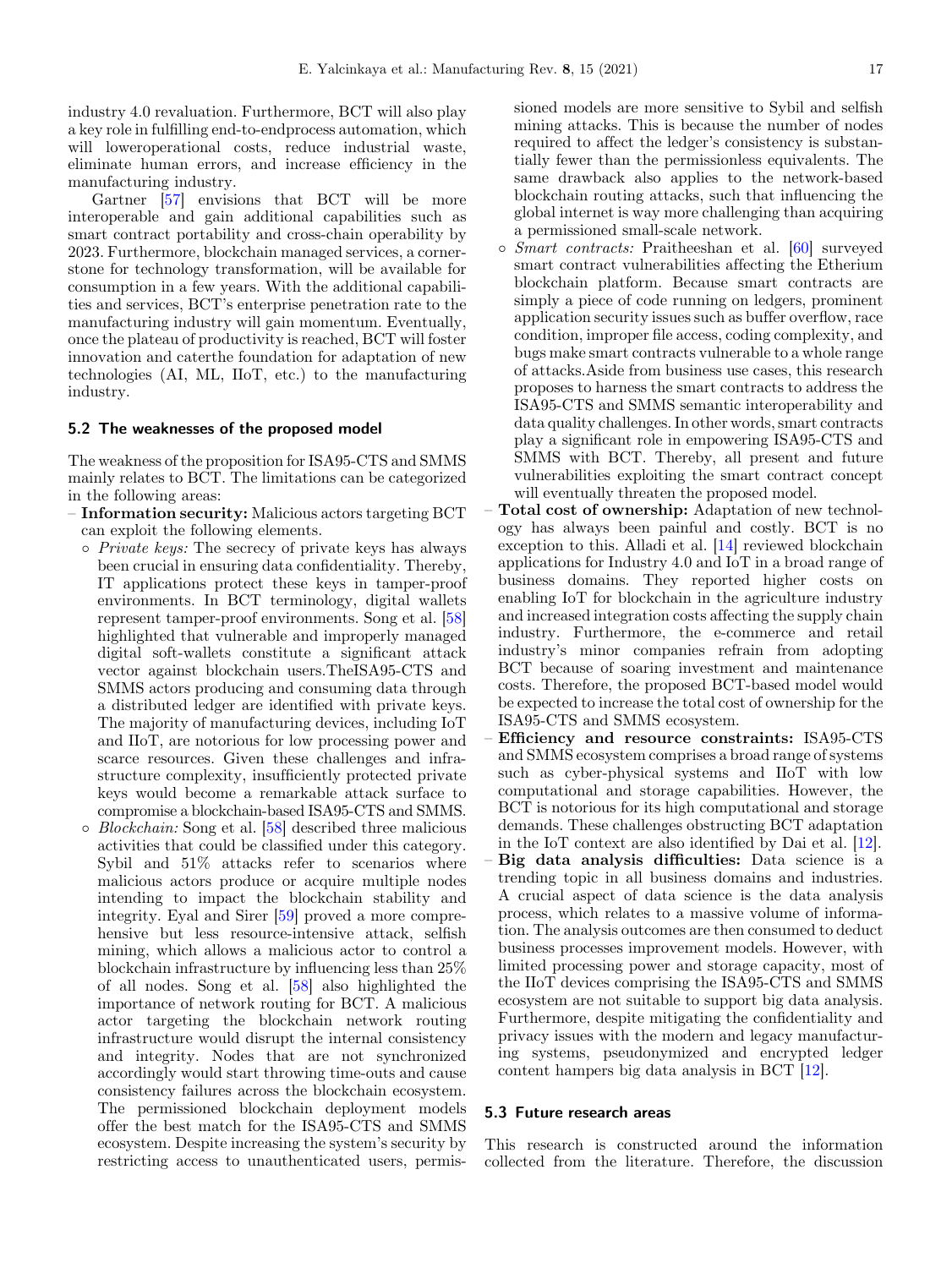industry 4.0 revaluation. Furthermore, BCT will also play a key role in fulfilling end-to-endprocess automation, which will loweroperational costs, reduce industrial waste, eliminate human errors, and increase efficiency in the manufacturing industry.

Gartner [57] envisions that BCT will be more interoperable and gain additional capabilities such as smart contract portability and cross-chain operability by 2023. Furthermore, blockchain managed services, a cornerstone for technology transformation, will be available for consumption in a few years. With the additional capabilities and services, BCT's enterprise penetration rate to the manufacturing industry will gain momentum. Eventually, once the plateau of productivity is reached, BCT will foster innovation and caterthe foundation for adaptation of new technologies (AI, ML, IIoT, etc.) to the manufacturing industry.

### 5.2 The weaknesses of the proposed model

The weakness of the proposition for ISA95-CTS and SMMS mainly relates to BCT. The limitations can be categorized in the following areas:

- **Information security:** Malicious actors targeting BCT can exploit the following elements.
  - *Private keys:* The secrecy of private keys has always been crucial in ensuring data confidentiality. Thereby, IT applications protect these keys in tamper-proof environments. In BCT terminology, digital wallets represent tamper-proof environments. Song et al. [58] highlighted that vulnerable and improperly managed digital soft-wallets constitute a significant attack vector against blockchain users.TheISA95-CTS and SMMS actors producing and consuming data through a distributed ledger are identified with private keys. The majority of manufacturing devices, including IoT and IIoT, are notorious for low processing power and scarce resources. Given these challenges and infrastructure complexity, insufficiently protected private keys would become a remarkable attack surface to compromise a blockchain-based ISA95-CTS and SMMS.
  - *Blockchain:* Song et al. [58] described three malicious activities that could be classified under this category. Sybil and 51% attacks refer to scenarios where malicious actors produce or acquire multiple nodes intending to impact the blockchain stability and integrity. Eyal and Sirer [59] proved a more comprehensive but less resource-intensive attack, selfish mining, which allows a malicious actor to control a blockchain infrastructure by influencing less than 25% of all nodes. Song et al. [58] also highlighted the importance of network routing for BCT. A malicious actor targeting the blockchain network routing infrastructure would disrupt the internal consistency and integrity. Nodes that are not synchronized accordingly would start throwing time-outs and cause consistency failures across the blockchain ecosystem. The permissioned blockchain deployment models offer the best match for the ISA95-CTS and SMMS ecosystem. Despite increasing the system's security by restricting access to unauthenticated users, permissioned models are more sensitive to Sybil and selfish mining attacks. This is because the number of nodes required to affect the ledger's consistency is substantially fewer than the permissionless equivalents. The same drawback also applies to the network-based blockchain routing attacks, such that influencing the global internet is way more challenging than acquiring a permissioned small-scale network.
  - *Smart contracts:* Praitheeshan et al. [60] surveyed smart contract vulnerabilities affecting the Etherium blockchain platform. Because smart contracts are simply a piece of code running on ledgers, prominent application security issues such as buffer overflow, race condition, improper file access, coding complexity, and bugs make smart contracts vulnerable to a whole range of attacks.Aside from business use cases, this research proposes to harness the smart contracts to address the ISA95-CTS and SMMS semantic interoperability and data quality challenges. In other words, smart contracts play a significant role in empowering ISA95-CTS and SMMS with BCT. Thereby, all present and future vulnerabilities exploiting the smart contract concept will eventually threaten the proposed model.
- **Total cost of ownership:** Adaptation of new technology has always been painful and costly. BCT is no exception to this. Alladi et al. [14] reviewed blockchain applications for Industry 4.0 and IoT in a broad range of business domains. They reported higher costs on enabling IoT for blockchain in the agriculture industry and increased integration costs affecting the supply chain industry. Furthermore, the e-commerce and retail industry's minor companies refrain from adopting BCT because of soaring investment and maintenance costs. Therefore, the proposed BCT-based model would be expected to increase the total cost of ownership for the ISA95-CTS and SMMS ecosystem.
- **Efficiency and resource constraints:** ISA95-CTS and SMMS ecosystem comprises a broad range of systems such as cyber-physical systems and IIoT with low computational and storage capabilities. However, the BCT is notorious for its high computational and storage demands. These challenges obstructing BCT adaptation in the IoT context are also identified by Dai et al. [12].
- **Big data analysis difficulties:** Data science is a trending topic in all business domains and industries. A crucial aspect of data science is the data analysis process, which relates to a massive volume of information. The analysis outcomes are then consumed to deduct business processes improvement models. However, with limited processing power and storage capacity, most of the IIoT devices comprising the ISA95-CTS and SMMS ecosystem are not suitable to support big data analysis. Furthermore, despite mitigating the confidentiality and privacy issues with the modern and legacy manufacturing systems, pseudonymized and encrypted ledger content hampers big data analysis in BCT [12].

### 5.3 Future research areas

This research is constructed around the information collected from the literature. Therefore, the discussion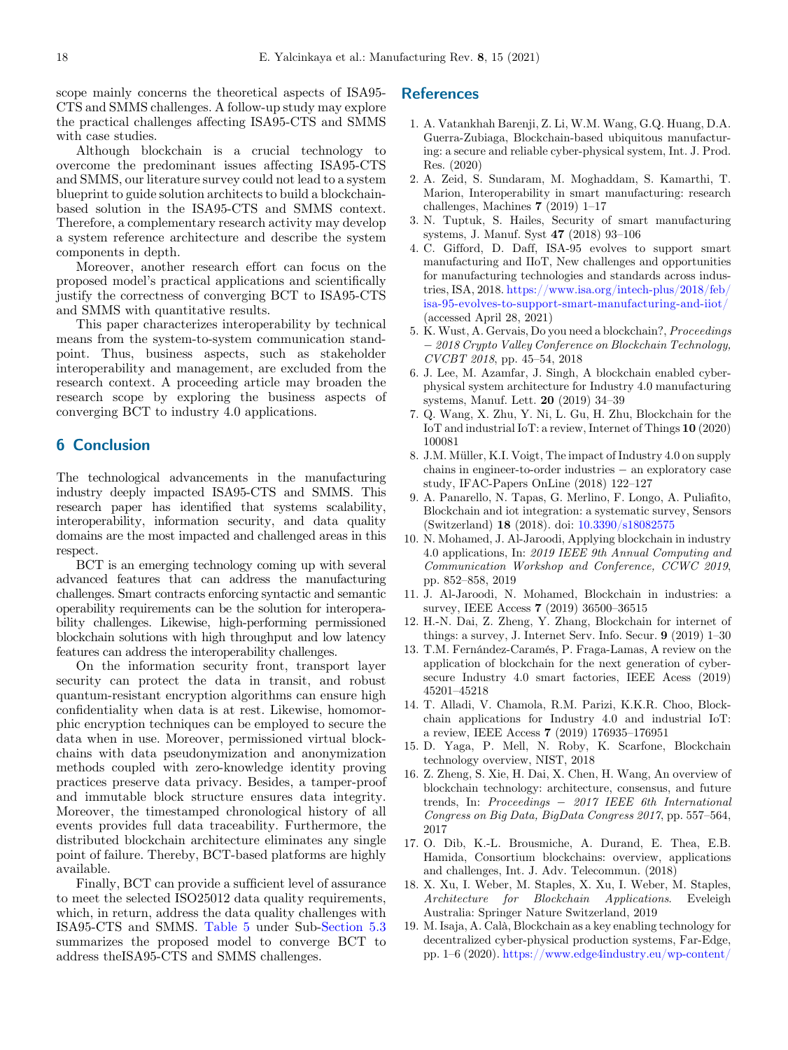scope mainly concerns the theoretical aspects of ISA95-CTS and SMMS challenges. A follow-up study may explore the practical challenges affecting ISA95-CTS and SMMS with case studies.

Although blockchain is a crucial technology to overcome the predominant issues affecting ISA95-CTS and SMMS, our literature survey could not lead to a system blueprint to guide solution architects to build a blockchain-based solution in the ISA95-CTS and SMMS context. Therefore, a complementary research activity may develop a system reference architecture and describe the system components in depth.

Moreover, another research effort can focus on the proposed model's practical applications and scientifically justify the correctness of converging BCT to ISA95-CTS and SMMS with quantitative results.

This paper characterizes interoperability by technical means from the system-to-system communication standpoint. Thus, business aspects, such as stakeholder interoperability and management, are excluded from the research context. A proceeding article may broaden the research scope by exploring the business aspects of converging BCT to industry 4.0 applications.

## 6 Conclusion

The technological advancements in the manufacturing industry deeply impacted ISA95-CTS and SMMS. This research paper has identified that systems scalability, interoperability, information security, and data quality domains are the most impacted and challenged areas in this respect.

BCT is an emerging technology coming up with several advanced features that can address the manufacturing challenges. Smart contracts enforcing syntactic and semantic operability requirements can be the solution for interoperability challenges. Likewise, high-performing permissioned blockchain solutions with high throughput and low latency features can address the interoperability challenges.

On the information security front, transport layer security can protect the data in transit, and robust quantum-resistant encryption algorithms can ensure high confidentiality when data is at rest. Likewise, homomorphic encryption techniques can be employed to secure the data when in use. Moreover, permissioned virtual blockchains with data pseudonymization and anonymization methods coupled with zero-knowledge identity proving practices preserve data privacy. Besides, a tamper-proof and immutable block structure ensures data integrity. Moreover, the timestamped chronological history of all events provides full data traceability. Furthermore, the distributed blockchain architecture eliminates any single point of failure. Thereby, BCT-based platforms are highly available.

Finally, BCT can provide a sufficient level of assurance to meet the selected ISO25012 data quality requirements, which, in return, address the data quality challenges with ISA95-CTS and SMMS. Table 5 under Sub-Section 5.3 summarizes the proposed model to converge BCT to address theISA95-CTS and SMMS challenges.

## References

1. A. Vatankhah Barenji, Z. Li, W.M. Wang, G.Q. Huang, D.A. Guerra-Zubiaga, Blockchain-based ubiquitous manufacturing: a secure and reliable cyber-physical system, Int. J. Prod. Res. (2020)
2. A. Zeid, S. Sundaram, M. Moghaddam, S. Kamarthi, T. Marion, Interoperability in smart manufacturing: research challenges, Machines **7** (2019) 1–17
3. N. Tuptuk, S. Hailes, Security of smart manufacturing systems, J. Manuf. Syst **47** (2018) 93–106
4. C. Gifford, D. Daff, ISA-95 evolves to support smart manufacturing and IIoT, New challenges and opportunities for manufacturing technologies and standards across industries, ISA, 2018. https://www.isa.org/intech-plus/2018/feb/isa-95-evolves-to-support-smart-manufacturing-and-iiot/ (accessed April 28, 2021)
5. K. Wust, A. Gervais, Do you need a blockchain?, *Proceedings − 2018 Crypto Valley Conference on Blockchain Technology, CVCBT 2018*, pp. 45–54, 2018
6. J. Lee, M. Azamfar, J. Singh, A blockchain enabled cyber-physical system architecture for Industry 4.0 manufacturing systems, Manuf. Lett. **20** (2019) 34–39
7. Q. Wang, X. Zhu, Y. Ni, L. Gu, H. Zhu, Blockchain for the IoT and industrial IoT: a review, Internet of Things **10** (2020) 100081
8. J.M. Müller, K.I. Voigt, The impact of Industry 4.0 on supply chains in engineer-to-order industries − an exploratory case study, IFAC-Papers OnLine (2018) 122–127
9. A. Panarello, N. Tapas, G. Merlino, F. Longo, A. Puliafito, Blockchain and iot integration: a systematic survey, Sensors (Switzerland) **18** (2018). doi: 10.3390/s18082575
10. N. Mohamed, J. Al-Jaroodi, Applying blockchain in industry 4.0 applications, In: *2019 IEEE 9th Annual Computing and Communication Workshop and Conference, CCWC 2019*, pp. 852–858, 2019
11. J. Al-Jaroodi, N. Mohamed, Blockchain in industries: a survey, IEEE Access **7** (2019) 36500–36515
12. H.-N. Dai, Z. Zheng, Y. Zhang, Blockchain for internet of things: a survey, J. Internet Serv. Info. Secur. **9** (2019) 1–30
13. T.M. Fernández-Caramés, P. Fraga-Lamas, A review on the application of blockchain for the next generation of cybersecure Industry 4.0 smart factories, IEEE Acess (2019) 45201–45218
14. T. Alladi, V. Chamola, R.M. Parizi, K.K.R. Choo, Blockchain applications for Industry 4.0 and industrial IoT: a review, IEEE Access **7** (2019) 176935–176951
15. D. Yaga, P. Mell, N. Roby, K. Scarfone, Blockchain technology overview, NIST, 2018
16. Z. Zheng, S. Xie, H. Dai, X. Chen, H. Wang, An overview of blockchain technology: architecture, consensus, and future trends, In: *Proceedings − 2017 IEEE 6th International Congress on Big Data, BigData Congress 2017*, pp. 557–564, 2017
17. O. Dib, K.-L. Brousmiche, A. Durand, E. Thea, E.B. Hamida, Consortium blockchains: overview, applications and challenges, Int. J. Adv. Telecommun. (2018)
18. X. Xu, I. Weber, M. Staples, X. Xu, I. Weber, M. Staples, *Architecture for Blockchain Applications*. Eveleigh Australia: Springer Nature Switzerland, 2019
19. M. Isaja, A. Calà, Blockchain as a key enabling technology for decentralized cyber-physical production systems, Far-Edge, pp. 1–6 (2020). https://www.edge4industry.eu/wp-content/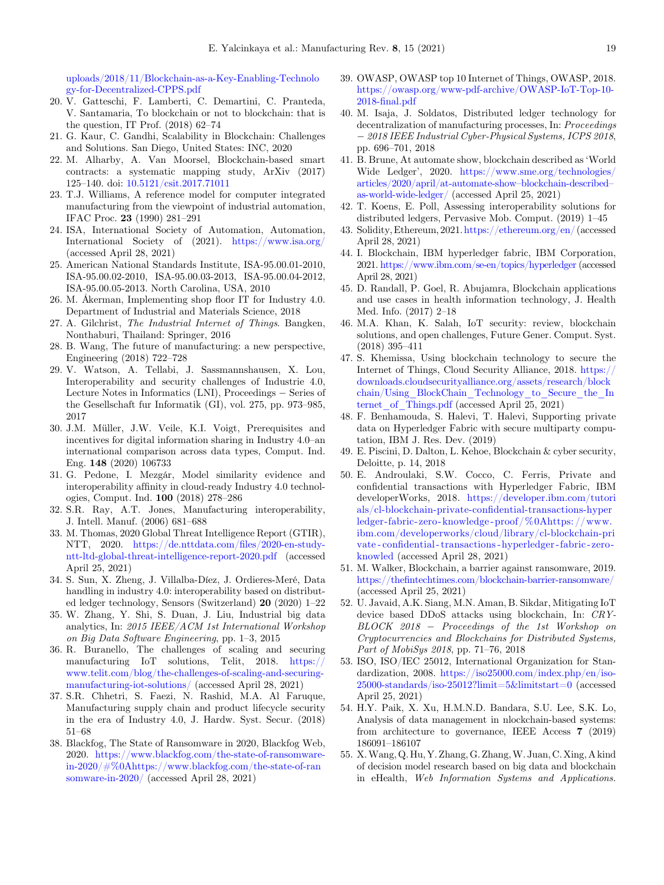uploads/2018/11/Blockchain-as-a-Key-Enabling-Technology-for-Decentralized-CPPS.pdf

20. V. Gatteschi, F. Lamberti, C. Demartini, C. Pranteda, V. Santamaria, To blockchain or not to blockchain: that is the question, IT Prof. (2018) 62–74
21. G. Kaur, C. Gandhi, Scalability in Blockchain: Challenges and Solutions. San Diego, United States: INC, 2020
22. M. Alharby, A. Van Moorsel, Blockchain-based smart contracts: a systematic mapping study, ArXiv (2017) 125–140. doi: 10.5121/csit.2017.71011
23. T.J. Williams, A reference model for computer integrated manufacturing from the viewpoint of industrial automation, IFAC Proc. **23** (1990) 281–291
24. ISA, International Society of Automation, Automation, International Society of (2021). https://www.isa.org/ (accessed April 28, 2021)
25. American National Standards Institute, ISA-95.00.01-2010, ISA-95.00.02-2010, ISA-95.00.03-2013, ISA-95.00.04-2012, ISA-95.00.05-2013. North Carolina, USA, 2010
26. M. Åkerman, Implementing shop floor IT for Industry 4.0. Department of Industrial and Materials Science, 2018
27. A. Gilchrist, *The Industrial Internet of Things*. Bangken, Nonthaburi, Thailand: Springer, 2016
28. B. Wang, The future of manufacturing: a new perspective, Engineering (2018) 722–728
29. V. Watson, A. Tellabi, J. Sassmannshausen, X. Lou, Interoperability and security challenges of Industrie 4.0, Lecture Notes in Informatics (LNI), Proceedings – Series of the Gesellschaft fur Informatik (GI), vol. 275, pp. 973–985, 2017
30. J.M. Müller, J.W. Veile, K.I. Voigt, Prerequisites and incentives for digital information sharing in Industry 4.0–an international comparison across data types, Comput. Ind. Eng. **148** (2020) 106733
31. G. Pedone, I. Mezgár, Model similarity evidence and interoperability affinity in cloud-ready Industry 4.0 technologies, Comput. Ind. **100** (2018) 278–286
32. S.R. Ray, A.T. Jones, Manufacturing interoperability, J. Intell. Manuf. (2006) 681–688
33. M. Thomas, 2020 Global Threat Intelligence Report (GTIR), NTT, 2020. https://de.nttdata.com/files/2020-en-study-ntt-ltd-global-threat-intelligence-report-2020.pdf (accessed April 25, 2021)
34. S. Sun, X. Zheng, J. Villalba-Díez, J. Ordieres-Meré, Data handling in industry 4.0: interoperability based on distributed ledger technology, Sensors (Switzerland) **20** (2020) 1–22
35. W. Zhang, Y. Shi, S. Duan, J. Liu, Industrial big data analytics, In: *2015 IEEE/ACM 1st International Workshop on Big Data Software Engineering*, pp. 1–3, 2015
36. R. Buranello, The challenges of scaling and securing manufacturing IoT solutions, Telit, 2018. https://www.telit.com/blog/the-challenges-of-scaling-and-securing-manufacturing-iot-solutions/ (accessed April 28, 2021)
37. S.R. Chhetri, S. Faezi, N. Rashid, M.A. Al Faruque, Manufacturing supply chain and product lifecycle security in the era of Industry 4.0, J. Hardw. Syst. Secur. (2018) 51–68
38. Blackfog, The State of Ransomware in 2020, Blackfog Web, 2020. https://www.blackfog.com/the-state-of-ransomware-in-2020/#%0Ahttps://www.blackfog.com/the-state-of-ransomware-in-2020/ (accessed April 28, 2021)
39. OWASP, OWASP top 10 Internet of Things, OWASP, 2018. https://owasp.org/www-pdf-archive/OWASP-IoT-Top-10-2018-final.pdf
40. M. Isaja, J. Soldatos, Distributed ledger technology for decentralization of manufacturing processes, In: *Proceedings – 2018 IEEE Industrial Cyber-Physical Systems, ICPS 2018*, pp. 696–701, 2018
41. B. Brune, At automate show, blockchain described as 'World Wide Ledger', 2020. https://www.sme.org/technologies/articles/2020/april/at-automate-show–blockchain-described–as-world-wide-ledger/ (accessed April 25, 2021)
42. T. Koens, E. Poll, Assessing interoperability solutions for distributed ledgers, Pervasive Mob. Comput. (2019) 1–45
43. Solidity, Ethereum, 2021. https://ethereum.org/en/ (accessed April 28, 2021)
44. I. Blockchain, IBM hyperledger fabric, IBM Corporation, 2021. https://www.ibm.com/se-en/topics/hyperledger (accessed April 28, 2021)
45. D. Randall, P. Goel, R. Abujamra, Blockchain applications and use cases in health information technology, J. Health Med. Info. (2017) 2–18
46. M.A. Khan, K. Salah, IoT security: review, blockchain solutions, and open challenges, Future Gener. Comput. Syst. (2018) 395–411
47. S. Khemissa, Using blockchain technology to secure the Internet of Things, Cloud Security Alliance, 2018. https://downloads.cloudsecurityalliance.org/assets/research/blockchain/Using_BlockChain_Technology_to_Secure_the_Internet_of_Things.pdf (accessed April 25, 2021)
48. F. Benhamouda, S. Halevi, T. Halevi, Supporting private data on Hyperledger Fabric with secure multiparty computation, IBM J. Res. Dev. (2019)
49. E. Piscini, D. Dalton, L. Kehoe, Blockchain & cyber security, Deloitte, p. 14, 2018
50. E. Androulaki, S.W. Cocco, C. Ferris, Private and confidential transactions with Hyperledger Fabric, IBM developerWorks, 2018. https://developer.ibm.com/tutorials/cl-blockchain-private-confidential-transactions-hyperledger-fabric-zero-knowledge-proof/%0Ahttps://www.ibm.com/developerworks/cloud/library/cl-blockchain-private-confidential-transactions-hyperledger-fabric-zero-knowled (accessed April 28, 2021)
51. M. Walker, Blockchain, a barrier against ransomware, 2019. https://thefintechtimes.com/blockchain-barrier-ransomware/ (accessed April 25, 2021)
52. U. Javaid, A.K. Siang, M.N. Aman, B. Sikdar, Mitigating IoT device based DDoS attacks using blockchain, In: *CRYBLOCK 2018 – Proceedings of the 1st Workshop on Cryptocurrencies and Blockchains for Distributed Systems, Part of MobiSys 2018*, pp. 71–76, 2018
53. ISO, ISO/IEC 25012, International Organization for Standardization, 2008. https://iso25000.com/index.php/en/iso-25000-standards/iso-25012?limit=5&limitstart=0 (accessed April 25, 2021)
54. H.Y. Paik, X. Xu, H.M.N.D. Bandara, S.U. Lee, S.K. Lo, Analysis of data management in nlockchain-based systems: from architecture to governance, IEEE Access **7** (2019) 186091–186107
55. X. Wang, Q. Hu, Y. Zhang, G. Zhang, W. Juan, C. Xing, A kind of decision model research based on big data and blockchain in eHealth, *Web Information Systems and Applications.*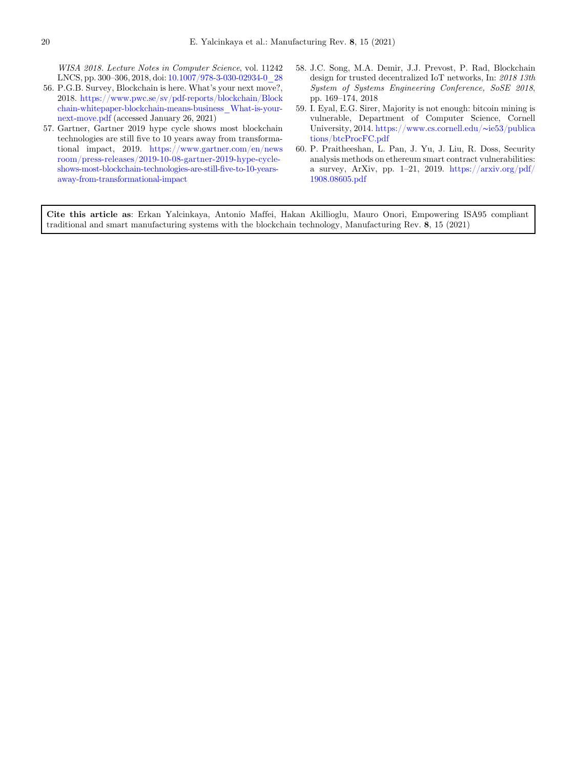*WISA 2018. Lecture Notes in Computer Science*, vol. 11242 LNCS, pp. 300–306, 2018, doi: 10.1007/978-3-030-02934-0_28

56. P.G.B. Survey, Blockchain is here. What's your next move?, 2018. https://www.pwc.se/sv/pdf-reports/blockchain/Blockchain-whitepaper-blockchain-means-business_What-is-your-next-move.pdf (accessed January 26, 2021)
57. Gartner, Gartner 2019 hype cycle shows most blockchain technologies are still five to 10 years away from transformational impact, 2019. https://www.gartner.com/en/newsroom/press-releases/2019-10-08-gartner-2019-hype-cycle-shows-most-blockchain-technologies-are-still-five-to-10-years-away-from-transformational-impact
58. J.C. Song, M.A. Demir, J.J. Prevost, P. Rad, Blockchain design for trusted decentralized IoT networks, In: *2018 13th System of Systems Engineering Conference, SoSE 2018*, pp. 169–174, 2018
59. I. Eyal, E.G. Sirer, Majority is not enough: bitcoin mining is vulnerable, Department of Computer Science, Cornell University, 2014. https://www.cs.cornell.edu/~ie53/publications/btcProcFC.pdf
60. P. Praitheeshan, L. Pan, J. Yu, J. Liu, R. Doss, Security analysis methods on ethereum smart contract vulnerabilities: a survey, ArXiv, pp. 1–21, 2019. https://arxiv.org/pdf/1908.08605.pdf

**Cite this article as**: Erkan Yalcinkaya, Antonio Maffei, Hakan Akillioglu, Mauro Onori, Empowering ISA95 compliant traditional and smart manufacturing systems with the blockchain technology, Manufacturing Rev. **8**, 15 (2021)